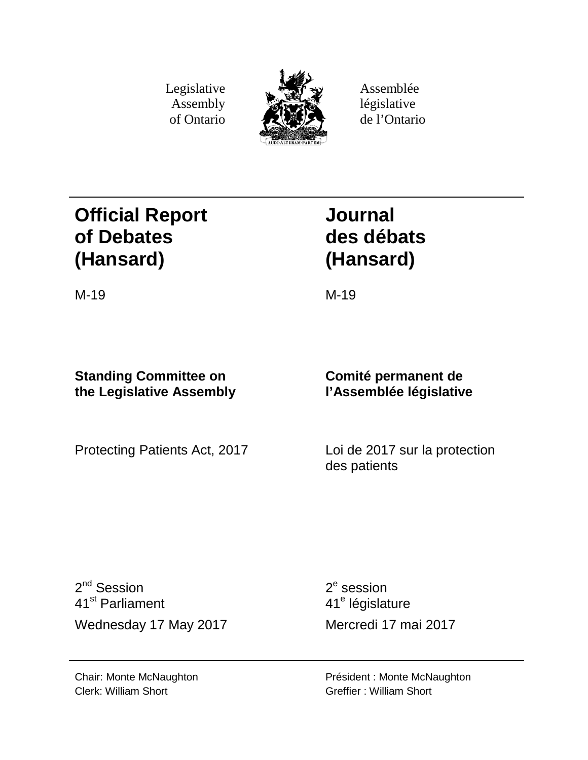Legislative Assembly of Ontario

Assemblée législative de l'Ontario

AUDI·ALTERAM·PARTEM

# Official Report of Debates (Hansard)

M-19

# Journal des débats (Hansard)

M-19

**Standing Committee on the Legislative Assembly**

**Comité permanent de l'Assemblée législative**

Protecting Patients Act, 2017

Loi de 2017 sur la protection des patients

2nd Session
41st Parliament

Wednesday 17 May 2017

2e session
41e législature

Mercredi 17 mai 2017

Chair: Monte McNaughton
Clerk: William Short

Président : Monte McNaughton
Greffier : William Short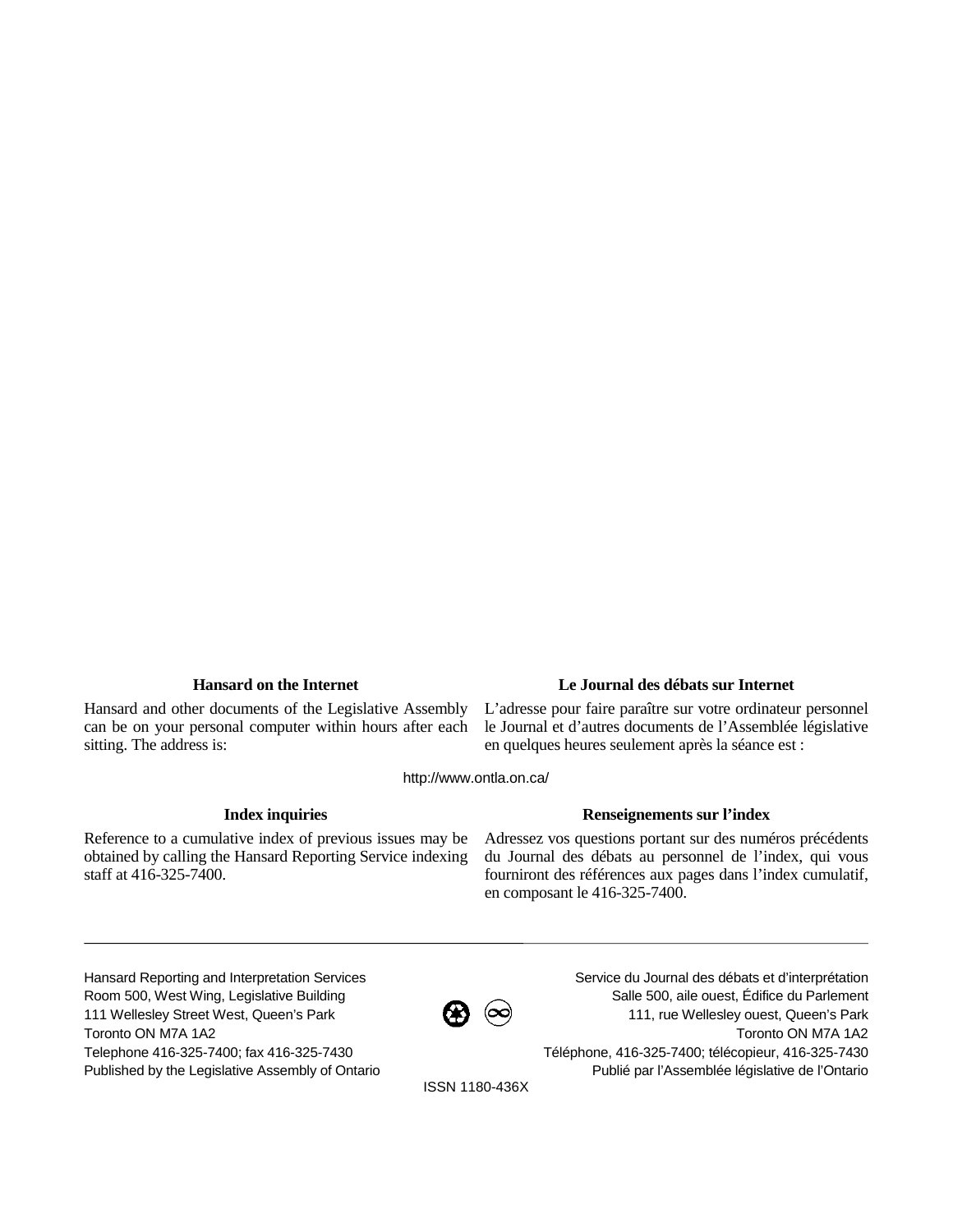### Hansard on the Internet

Hansard and other documents of the Legislative Assembly can be on your personal computer within hours after each sitting. The address is:

### Le Journal des débats sur Internet

L'adresse pour faire paraître sur votre ordinateur personnel le Journal et d'autres documents de l'Assemblée législative en quelques heures seulement après la séance est :

http://www.ontla.on.ca/

### Index inquiries

Reference to a cumulative index of previous issues may be obtained by calling the Hansard Reporting Service indexing staff at 416-325-7400.

### Renseignements sur l'index

Adressez vos questions portant sur des numéros précédents du Journal des débats au personnel de l'index, qui vous fourniront des références aux pages dans l'index cumulatif, en composant le 416-325-7400.

---

Hansard Reporting and Interpretation Services
Room 500, West Wing, Legislative Building
111 Wellesley Street West, Queen's Park
Toronto ON M7A 1A2
Telephone 416-325-7400; fax 416-325-7430
Published by the Legislative Assembly of Ontario

Service du Journal des débats et d'interprétation
Salle 500, aile ouest, Édifice du Parlement
111, rue Wellesley ouest, Queen's Park
Toronto ON M7A 1A2
Téléphone, 416-325-7400; télécopieur, 416-325-7430
Publié par l'Assemblée législative de l'Ontario

ISSN 1180-436X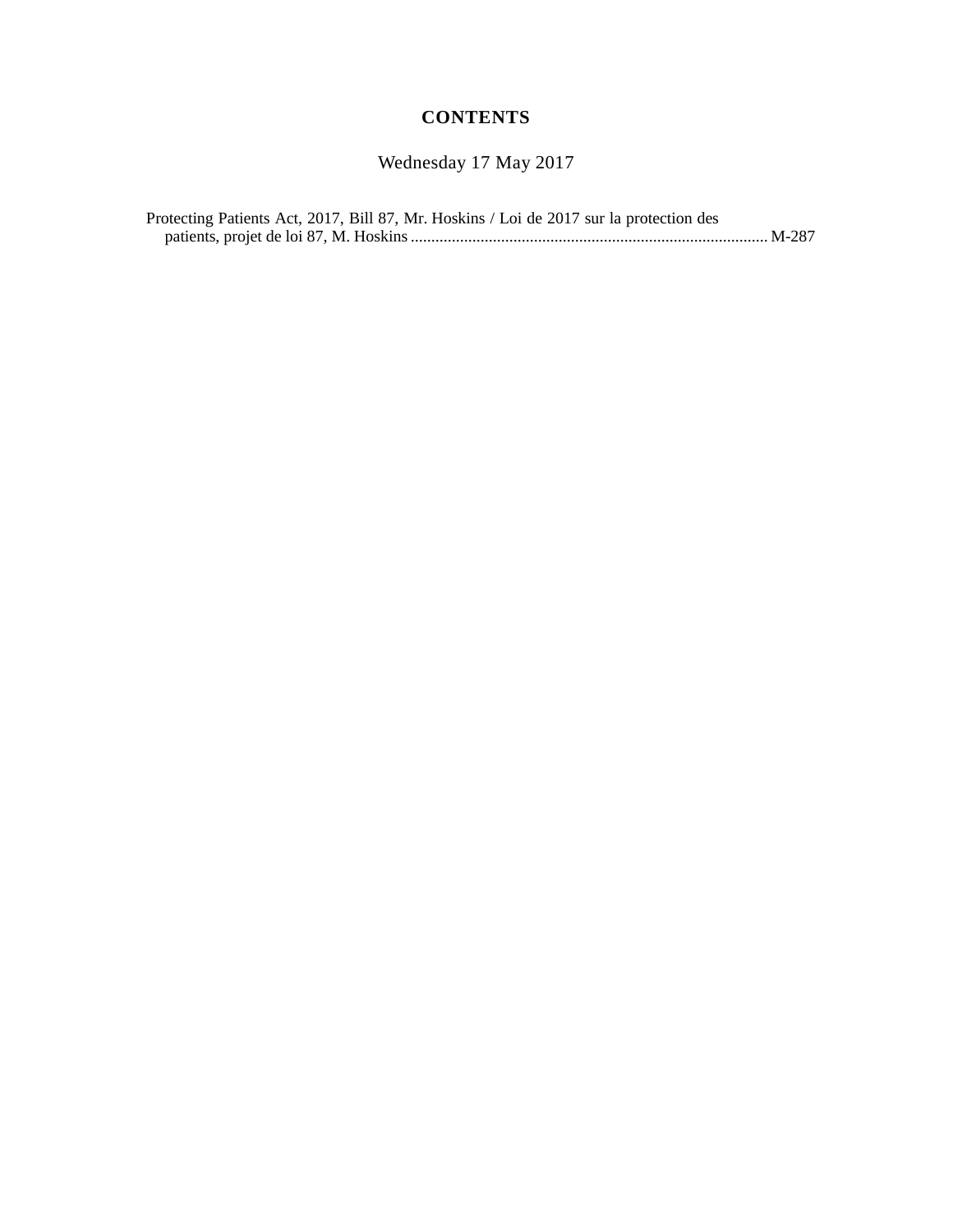## CONTENTS

Wednesday 17 May 2017

Protecting Patients Act, 2017, Bill 87, Mr. Hoskins / Loi de 2017 sur la protection des patients, projet de loi 87, M. Hoskins ....................................................................................... M-287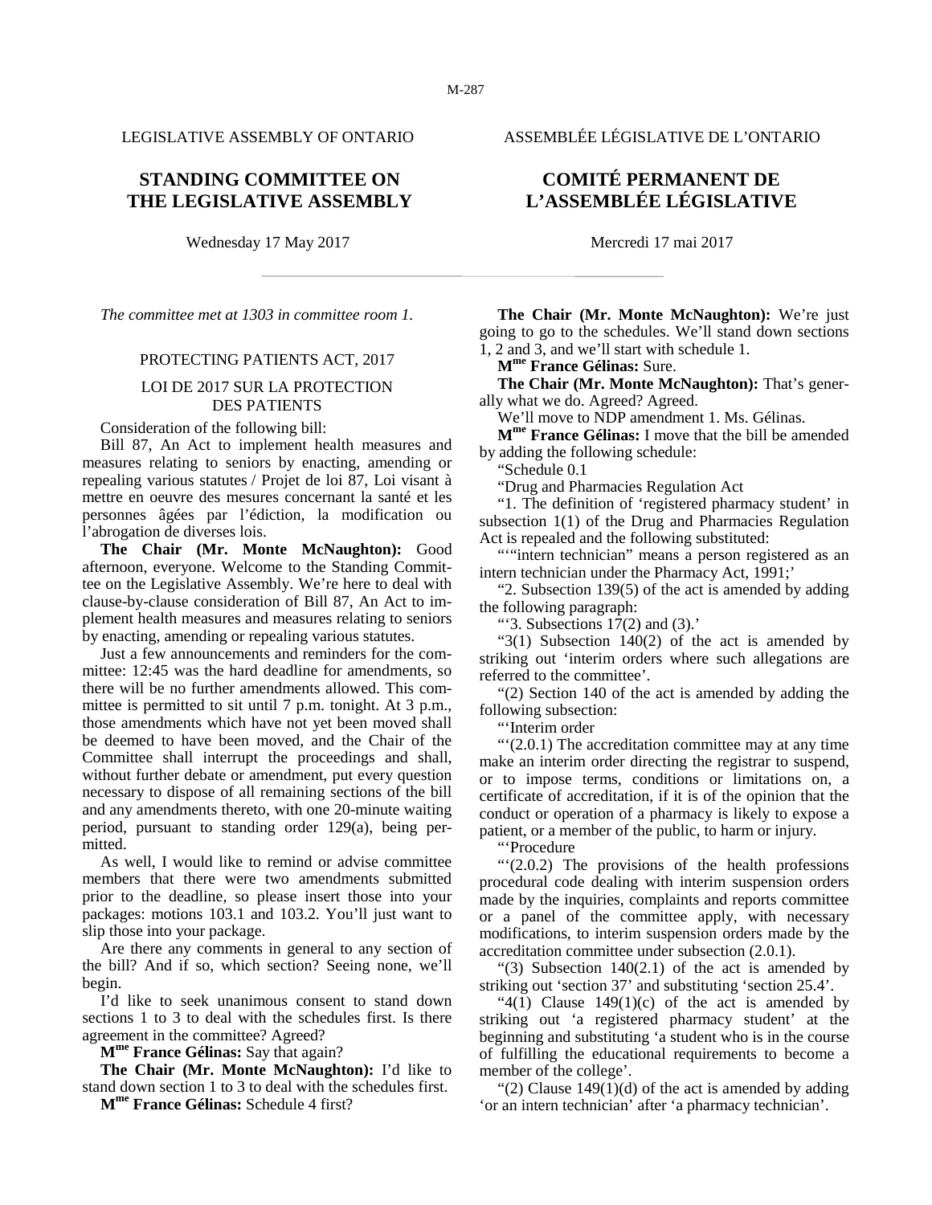LEGISLATIVE ASSEMBLY OF ONTARIO

ASSEMBLÉE LÉGISLATIVE DE L'ONTARIO

# STANDING COMMITTEE ON THE LEGISLATIVE ASSEMBLY

# COMITÉ PERMANENT DE L'ASSEMBLÉE LÉGISLATIVE

Wednesday 17 May 2017

Mercredi 17 mai 2017

*The committee met at 1303 in committee room 1.*

## PROTECTING PATIENTS ACT, 2017

## LOI DE 2017 SUR LA PROTECTION DES PATIENTS

Consideration of the following bill:

Bill 87, An Act to implement health measures and measures relating to seniors by enacting, amending or repealing various statutes / Projet de loi 87, Loi visant à mettre en oeuvre des mesures concernant la santé et les personnes âgées par l'édiction, la modification ou l'abrogation de diverses lois.

**The Chair (Mr. Monte McNaughton):** Good afternoon, everyone. Welcome to the Standing Committee on the Legislative Assembly. We're here to deal with clause-by-clause consideration of Bill 87, An Act to implement health measures and measures relating to seniors by enacting, amending or repealing various statutes.

Just a few announcements and reminders for the committee: 12:45 was the hard deadline for amendments, so there will be no further amendments allowed. This committee is permitted to sit until 7 p.m. tonight. At 3 p.m., those amendments which have not yet been moved shall be deemed to have been moved, and the Chair of the Committee shall interrupt the proceedings and shall, without further debate or amendment, put every question necessary to dispose of all remaining sections of the bill and any amendments thereto, with one 20-minute waiting period, pursuant to standing order 129(a), being permitted.

As well, I would like to remind or advise committee members that there were two amendments submitted prior to the deadline, so please insert those into your packages: motions 103.1 and 103.2. You'll just want to slip those into your package.

Are there any comments in general to any section of the bill? And if so, which section? Seeing none, we'll begin.

I'd like to seek unanimous consent to stand down sections 1 to 3 to deal with the schedules first. Is there agreement in the committee? Agreed?

**M[me] France Gélinas:** Say that again?

**The Chair (Mr. Monte McNaughton):** I'd like to stand down section 1 to 3 to deal with the schedules first.

**M[me] France Gélinas:** Schedule 4 first?

**The Chair (Mr. Monte McNaughton):** We're just going to go to the schedules. We'll stand down sections 1, 2 and 3, and we'll start with schedule 1.

**M[me] France Gélinas:** Sure.

**The Chair (Mr. Monte McNaughton):** That's generally what we do. Agreed? Agreed.

We'll move to NDP amendment 1. Ms. Gélinas.

**M[me] France Gélinas:** I move that the bill be amended by adding the following schedule:

"Schedule 0.1

"Drug and Pharmacies Regulation Act

"1. The definition of 'registered pharmacy student' in subsection 1(1) of the Drug and Pharmacies Regulation Act is repealed and the following substituted:

"'"intern technician" means a person registered as an intern technician under the Pharmacy Act, 1991;'

"2. Subsection 139(5) of the act is amended by adding the following paragraph:

"'3. Subsections 17(2) and (3).'

"3(1) Subsection 140(2) of the act is amended by striking out 'interim orders where such allegations are referred to the committee'.

"(2) Section 140 of the act is amended by adding the following subsection:

"'Interim order

"'(2.0.1) The accreditation committee may at any time make an interim order directing the registrar to suspend, or to impose terms, conditions or limitations on, a certificate of accreditation, if it is of the opinion that the conduct or operation of a pharmacy is likely to expose a patient, or a member of the public, to harm or injury.

"'Procedure

"'(2.0.2) The provisions of the health professions procedural code dealing with interim suspension orders made by the inquiries, complaints and reports committee or a panel of the committee apply, with necessary modifications, to interim suspension orders made by the accreditation committee under subsection (2.0.1).

"(3) Subsection 140(2.1) of the act is amended by striking out 'section 37' and substituting 'section 25.4'.

"4(1) Clause 149(1)(c) of the act is amended by striking out 'a registered pharmacy student' at the beginning and substituting 'a student who is in the course of fulfilling the educational requirements to become a member of the college'.

"(2) Clause 149(1)(d) of the act is amended by adding 'or an intern technician' after 'a pharmacy technician'.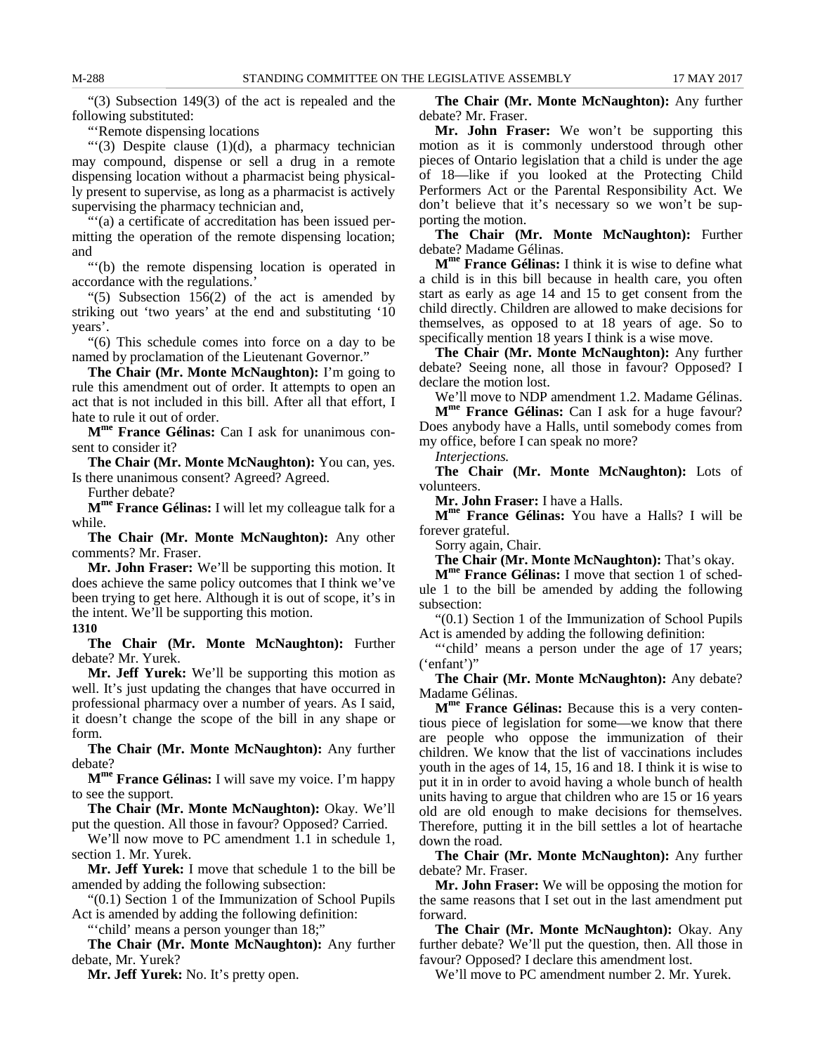"(3) Subsection 149(3) of the act is repealed and the following substituted:

"'Remote dispensing locations

"'(3) Despite clause (1)(d), a pharmacy technician may compound, dispense or sell a drug in a remote dispensing location without a pharmacist being physically present to supervise, as long as a pharmacist is actively supervising the pharmacy technician and,

"'(a) a certificate of accreditation has been issued permitting the operation of the remote dispensing location; and

"'(b) the remote dispensing location is operated in accordance with the regulations.'

"(5) Subsection 156(2) of the act is amended by striking out 'two years' at the end and substituting '10 years'.

"(6) This schedule comes into force on a day to be named by proclamation of the Lieutenant Governor."

**The Chair (Mr. Monte McNaughton):** I'm going to rule this amendment out of order. It attempts to open an act that is not included in this bill. After all that effort, I hate to rule it out of order.

**Mme France Gélinas:** Can I ask for unanimous consent to consider it?

**The Chair (Mr. Monte McNaughton):** You can, yes. Is there unanimous consent? Agreed? Agreed.

Further debate?

**Mme France Gélinas:** I will let my colleague talk for a while.

**The Chair (Mr. Monte McNaughton):** Any other comments? Mr. Fraser.

**Mr. John Fraser:** We'll be supporting this motion. It does achieve the same policy outcomes that I think we've been trying to get here. Although it is out of scope, it's in the intent. We'll be supporting this motion.

**1310**

**The Chair (Mr. Monte McNaughton):** Further debate? Mr. Yurek.

**Mr. Jeff Yurek:** We'll be supporting this motion as well. It's just updating the changes that have occurred in professional pharmacy over a number of years. As I said, it doesn't change the scope of the bill in any shape or form.

**The Chair (Mr. Monte McNaughton):** Any further debate?

**Mme France Gélinas:** I will save my voice. I'm happy to see the support.

**The Chair (Mr. Monte McNaughton):** Okay. We'll put the question. All those in favour? Opposed? Carried.

We'll now move to PC amendment 1.1 in schedule 1, section 1. Mr. Yurek.

**Mr. Jeff Yurek:** I move that schedule 1 to the bill be amended by adding the following subsection:

"(0.1) Section 1 of the Immunization of School Pupils Act is amended by adding the following definition:

"'child' means a person younger than 18;"

**The Chair (Mr. Monte McNaughton):** Any further debate, Mr. Yurek?

**Mr. Jeff Yurek:** No. It's pretty open.

**The Chair (Mr. Monte McNaughton):** Any further debate? Mr. Fraser.

**Mr. John Fraser:** We won't be supporting this motion as it is commonly understood through other pieces of Ontario legislation that a child is under the age of 18—like if you looked at the Protecting Child Performers Act or the Parental Responsibility Act. We don't believe that it's necessary so we won't be supporting the motion.

**The Chair (Mr. Monte McNaughton):** Further debate? Madame Gélinas.

**Mme France Gélinas:** I think it is wise to define what a child is in this bill because in health care, you often start as early as age 14 and 15 to get consent from the child directly. Children are allowed to make decisions for themselves, as opposed to at 18 years of age. So to specifically mention 18 years I think is a wise move.

**The Chair (Mr. Monte McNaughton):** Any further debate? Seeing none, all those in favour? Opposed? I declare the motion lost.

We'll move to NDP amendment 1.2. Madame Gélinas.

**Mme France Gélinas:** Can I ask for a huge favour? Does anybody have a Halls, until somebody comes from my office, before I can speak no more?

*Interjections.*

**The Chair (Mr. Monte McNaughton):** Lots of volunteers.

**Mr. John Fraser:** I have a Halls.

**Mme France Gélinas:** You have a Halls? I will be forever grateful.

Sorry again, Chair.

**The Chair (Mr. Monte McNaughton):** That's okay.

**Mme France Gélinas:** I move that section 1 of schedule 1 to the bill be amended by adding the following subsection:

"(0.1) Section 1 of the Immunization of School Pupils Act is amended by adding the following definition:

"'child' means a person under the age of 17 years; ('enfant')"

**The Chair (Mr. Monte McNaughton):** Any debate? Madame Gélinas.

**Mme France Gélinas:** Because this is a very contentious piece of legislation for some—we know that there are people who oppose the immunization of their children. We know that the list of vaccinations includes youth in the ages of 14, 15, 16 and 18. I think it is wise to put it in in order to avoid having a whole bunch of health units having to argue that children who are 15 or 16 years old are old enough to make decisions for themselves. Therefore, putting it in the bill settles a lot of heartache down the road.

**The Chair (Mr. Monte McNaughton):** Any further debate? Mr. Fraser.

**Mr. John Fraser:** We will be opposing the motion for the same reasons that I set out in the last amendment put forward.

**The Chair (Mr. Monte McNaughton):** Okay. Any further debate? We'll put the question, then. All those in favour? Opposed? I declare this amendment lost.

We'll move to PC amendment number 2. Mr. Yurek.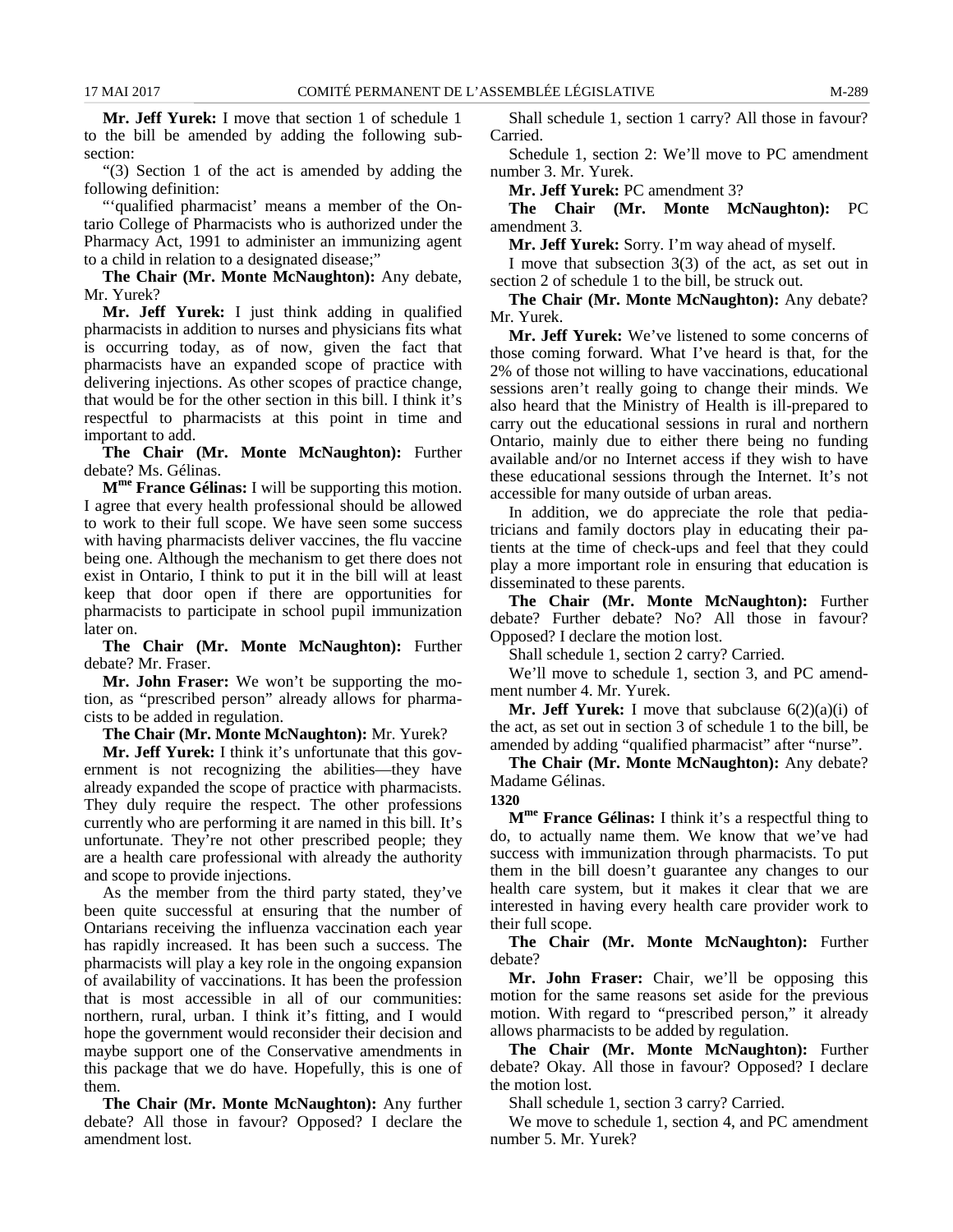**Mr. Jeff Yurek:** I move that section 1 of schedule 1 to the bill be amended by adding the following subsection:

"(3) Section 1 of the act is amended by adding the following definition:

"'qualified pharmacist' means a member of the Ontario College of Pharmacists who is authorized under the Pharmacy Act, 1991 to administer an immunizing agent to a child in relation to a designated disease;"

**The Chair (Mr. Monte McNaughton):** Any debate, Mr. Yurek?

**Mr. Jeff Yurek:** I just think adding in qualified pharmacists in addition to nurses and physicians fits what is occurring today, as of now, given the fact that pharmacists have an expanded scope of practice with delivering injections. As other scopes of practice change, that would be for the other section in this bill. I think it's respectful to pharmacists at this point in time and important to add.

**The Chair (Mr. Monte McNaughton):** Further debate? Ms. Gélinas.

**Mme France Gélinas:** I will be supporting this motion. I agree that every health professional should be allowed to work to their full scope. We have seen some success with having pharmacists deliver vaccines, the flu vaccine being one. Although the mechanism to get there does not exist in Ontario, I think to put it in the bill will at least keep that door open if there are opportunities for pharmacists to participate in school pupil immunization later on.

**The Chair (Mr. Monte McNaughton):** Further debate? Mr. Fraser.

**Mr. John Fraser:** We won't be supporting the motion, as "prescribed person" already allows for pharmacists to be added in regulation.

**The Chair (Mr. Monte McNaughton):** Mr. Yurek?

**Mr. Jeff Yurek:** I think it's unfortunate that this government is not recognizing the abilities—they have already expanded the scope of practice with pharmacists. They duly require the respect. The other professions currently who are performing it are named in this bill. It's unfortunate. They're not other prescribed people; they are a health care professional with already the authority and scope to provide injections.

As the member from the third party stated, they've been quite successful at ensuring that the number of Ontarians receiving the influenza vaccination each year has rapidly increased. It has been such a success. The pharmacists will play a key role in the ongoing expansion of availability of vaccinations. It has been the profession that is most accessible in all of our communities: northern, rural, urban. I think it's fitting, and I would hope the government would reconsider their decision and maybe support one of the Conservative amendments in this package that we do have. Hopefully, this is one of them.

**The Chair (Mr. Monte McNaughton):** Any further debate? All those in favour? Opposed? I declare the amendment lost.

Shall schedule 1, section 1 carry? All those in favour? Carried.

Schedule 1, section 2: We'll move to PC amendment number 3. Mr. Yurek.

**Mr. Jeff Yurek:** PC amendment 3?

**The Chair (Mr. Monte McNaughton):** PC amendment 3.

**Mr. Jeff Yurek:** Sorry. I'm way ahead of myself.

I move that subsection 3(3) of the act, as set out in section 2 of schedule 1 to the bill, be struck out.

**The Chair (Mr. Monte McNaughton):** Any debate? Mr. Yurek.

**Mr. Jeff Yurek:** We've listened to some concerns of those coming forward. What I've heard is that, for the 2% of those not willing to have vaccinations, educational sessions aren't really going to change their minds. We also heard that the Ministry of Health is ill-prepared to carry out the educational sessions in rural and northern Ontario, mainly due to either there being no funding available and/or no Internet access if they wish to have these educational sessions through the Internet. It's not accessible for many outside of urban areas.

In addition, we do appreciate the role that pediatricians and family doctors play in educating their patients at the time of check-ups and feel that they could play a more important role in ensuring that education is disseminated to these parents.

**The Chair (Mr. Monte McNaughton):** Further debate? Further debate? No? All those in favour? Opposed? I declare the motion lost.

Shall schedule 1, section 2 carry? Carried.

We'll move to schedule 1, section 3, and PC amendment number 4. Mr. Yurek.

**Mr. Jeff Yurek:** I move that subclause 6(2)(a)(i) of the act, as set out in section 3 of schedule 1 to the bill, be amended by adding "qualified pharmacist" after "nurse".

**The Chair (Mr. Monte McNaughton):** Any debate? Madame Gélinas.

**1320**

**Mme France Gélinas:** I think it's a respectful thing to do, to actually name them. We know that we've had success with immunization through pharmacists. To put them in the bill doesn't guarantee any changes to our health care system, but it makes it clear that we are interested in having every health care provider work to their full scope.

**The Chair (Mr. Monte McNaughton):** Further debate?

**Mr. John Fraser:** Chair, we'll be opposing this motion for the same reasons set aside for the previous motion. With regard to "prescribed person," it already allows pharmacists to be added by regulation.

**The Chair (Mr. Monte McNaughton):** Further debate? Okay. All those in favour? Opposed? I declare the motion lost.

Shall schedule 1, section 3 carry? Carried.

We move to schedule 1, section 4, and PC amendment number 5. Mr. Yurek?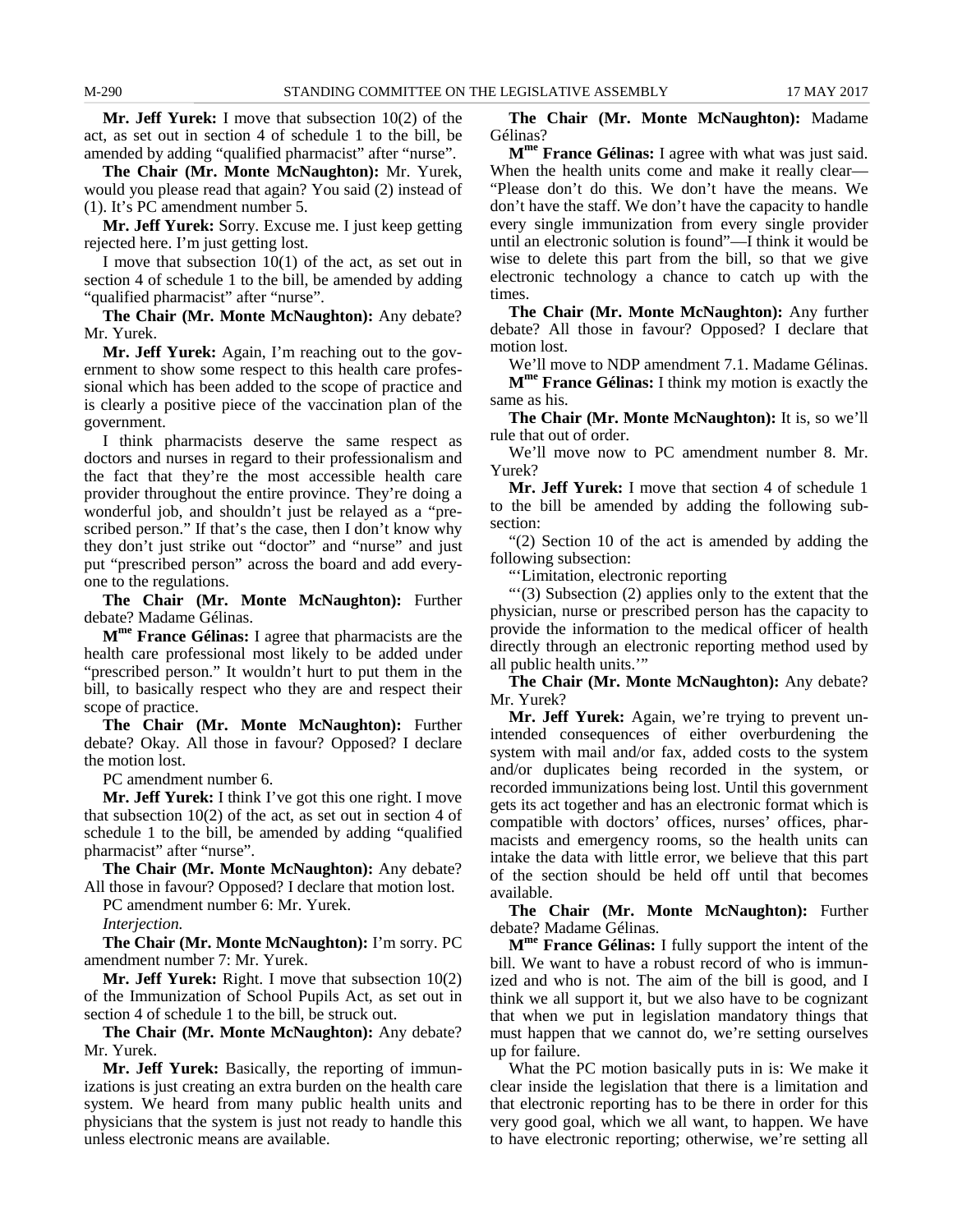**Mr. Jeff Yurek:** I move that subsection 10(2) of the act, as set out in section 4 of schedule 1 to the bill, be amended by adding "qualified pharmacist" after "nurse".

**The Chair (Mr. Monte McNaughton):** Mr. Yurek, would you please read that again? You said (2) instead of (1). It's PC amendment number 5.

**Mr. Jeff Yurek:** Sorry. Excuse me. I just keep getting rejected here. I'm just getting lost.

I move that subsection 10(1) of the act, as set out in section 4 of schedule 1 to the bill, be amended by adding "qualified pharmacist" after "nurse".

**The Chair (Mr. Monte McNaughton):** Any debate? Mr. Yurek.

**Mr. Jeff Yurek:** Again, I'm reaching out to the government to show some respect to this health care professional which has been added to the scope of practice and is clearly a positive piece of the vaccination plan of the government.

I think pharmacists deserve the same respect as doctors and nurses in regard to their professionalism and the fact that they're the most accessible health care provider throughout the entire province. They're doing a wonderful job, and shouldn't just be relayed as a "prescribed person." If that's the case, then I don't know why they don't just strike out "doctor" and "nurse" and just put "prescribed person" across the board and add everyone to the regulations.

**The Chair (Mr. Monte McNaughton):** Further debate? Madame Gélinas.

**Mme France Gélinas:** I agree that pharmacists are the health care professional most likely to be added under "prescribed person." It wouldn't hurt to put them in the bill, to basically respect who they are and respect their scope of practice.

**The Chair (Mr. Monte McNaughton):** Further debate? Okay. All those in favour? Opposed? I declare the motion lost.

PC amendment number 6.

**Mr. Jeff Yurek:** I think I've got this one right. I move that subsection 10(2) of the act, as set out in section 4 of schedule 1 to the bill, be amended by adding "qualified pharmacist" after "nurse".

**The Chair (Mr. Monte McNaughton):** Any debate? All those in favour? Opposed? I declare that motion lost.

PC amendment number 6: Mr. Yurek.

*Interjection.*

**The Chair (Mr. Monte McNaughton):** I'm sorry. PC amendment number 7: Mr. Yurek.

**Mr. Jeff Yurek:** Right. I move that subsection 10(2) of the Immunization of School Pupils Act, as set out in section 4 of schedule 1 to the bill, be struck out.

**The Chair (Mr. Monte McNaughton):** Any debate? Mr. Yurek.

**Mr. Jeff Yurek:** Basically, the reporting of immunizations is just creating an extra burden on the health care system. We heard from many public health units and physicians that the system is just not ready to handle this unless electronic means are available.

**The Chair (Mr. Monte McNaughton):** Madame Gélinas?

**Mme France Gélinas:** I agree with what was just said. When the health units come and make it really clear—"Please don't do this. We don't have the means. We don't have the staff. We don't have the capacity to handle every single immunization from every single provider until an electronic solution is found"—I think it would be wise to delete this part from the bill, so that we give electronic technology a chance to catch up with the times.

**The Chair (Mr. Monte McNaughton):** Any further debate? All those in favour? Opposed? I declare that motion lost.

We'll move to NDP amendment 7.1. Madame Gélinas.

**Mme France Gélinas:** I think my motion is exactly the same as his.

**The Chair (Mr. Monte McNaughton):** It is, so we'll rule that out of order.

We'll move now to PC amendment number 8. Mr. Yurek?

**Mr. Jeff Yurek:** I move that section 4 of schedule 1 to the bill be amended by adding the following subsection:

"(2) Section 10 of the act is amended by adding the following subsection:

"'Limitation, electronic reporting

"'(3) Subsection (2) applies only to the extent that the physician, nurse or prescribed person has the capacity to provide the information to the medical officer of health directly through an electronic reporting method used by all public health units.'"

**The Chair (Mr. Monte McNaughton):** Any debate? Mr. Yurek?

**Mr. Jeff Yurek:** Again, we're trying to prevent unintended consequences of either overburdening the system with mail and/or fax, added costs to the system and/or duplicates being recorded in the system, or recorded immunizations being lost. Until this government gets its act together and has an electronic format which is compatible with doctors' offices, nurses' offices, pharmacists and emergency rooms, so the health units can intake the data with little error, we believe that this part of the section should be held off until that becomes available.

**The Chair (Mr. Monte McNaughton):** Further debate? Madame Gélinas.

**Mme France Gélinas:** I fully support the intent of the bill. We want to have a robust record of who is immunized and who is not. The aim of the bill is good, and I think we all support it, but we also have to be cognizant that when we put in legislation mandatory things that must happen that we cannot do, we're setting ourselves up for failure.

What the PC motion basically puts in is: We make it clear inside the legislation that there is a limitation and that electronic reporting has to be there in order for this very good goal, which we all want, to happen. We have to have electronic reporting; otherwise, we're setting all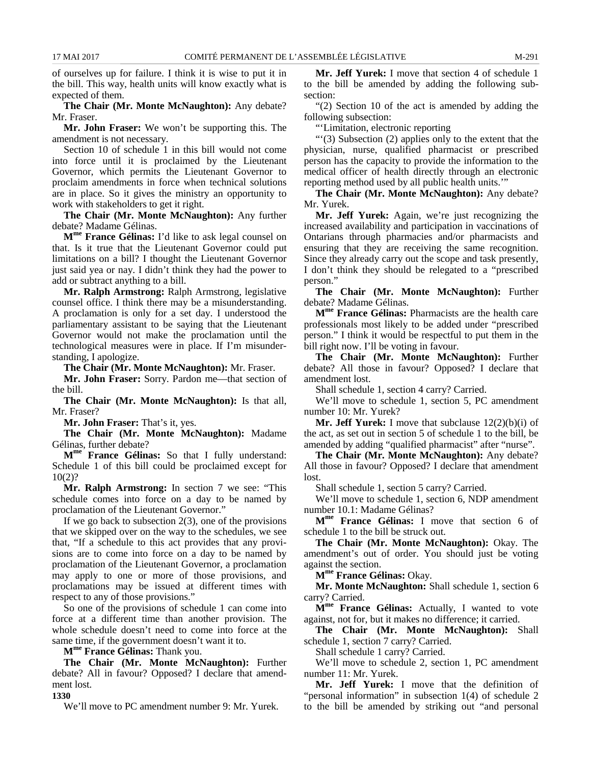of ourselves up for failure. I think it is wise to put it in the bill. This way, health units will know exactly what is expected of them.

**The Chair (Mr. Monte McNaughton):** Any debate? Mr. Fraser.

**Mr. John Fraser:** We won't be supporting this. The amendment is not necessary.

Section 10 of schedule 1 in this bill would not come into force until it is proclaimed by the Lieutenant Governor, which permits the Lieutenant Governor to proclaim amendments in force when technical solutions are in place. So it gives the ministry an opportunity to work with stakeholders to get it right.

**The Chair (Mr. Monte McNaughton):** Any further debate? Madame Gélinas.

**Mme France Gélinas:** I'd like to ask legal counsel on that. Is it true that the Lieutenant Governor could put limitations on a bill? I thought the Lieutenant Governor just said yea or nay. I didn't think they had the power to add or subtract anything to a bill.

**Mr. Ralph Armstrong:** Ralph Armstrong, legislative counsel office. I think there may be a misunderstanding. A proclamation is only for a set day. I understood the parliamentary assistant to be saying that the Lieutenant Governor would not make the proclamation until the technological measures were in place. If I'm misunderstanding, I apologize.

**The Chair (Mr. Monte McNaughton):** Mr. Fraser.

**Mr. John Fraser:** Sorry. Pardon me—that section of the bill.

**The Chair (Mr. Monte McNaughton):** Is that all, Mr. Fraser?

**Mr. John Fraser:** That's it, yes.

**The Chair (Mr. Monte McNaughton):** Madame Gélinas, further debate?

**Mme France Gélinas:** So that I fully understand: Schedule 1 of this bill could be proclaimed except for 10(2)?

**Mr. Ralph Armstrong:** In section 7 we see: "This schedule comes into force on a day to be named by proclamation of the Lieutenant Governor."

If we go back to subsection 2(3), one of the provisions that we skipped over on the way to the schedules, we see that, "If a schedule to this act provides that any provisions are to come into force on a day to be named by proclamation of the Lieutenant Governor, a proclamation may apply to one or more of those provisions, and proclamations may be issued at different times with respect to any of those provisions."

So one of the provisions of schedule 1 can come into force at a different time than another provision. The whole schedule doesn't need to come into force at the same time, if the government doesn't want it to.

**Mme France Gélinas:** Thank you.

**The Chair (Mr. Monte McNaughton):** Further debate? All in favour? Opposed? I declare that amendment lost.

**1330**

We'll move to PC amendment number 9: Mr. Yurek.

**Mr. Jeff Yurek:** I move that section 4 of schedule 1 to the bill be amended by adding the following subsection:

"(2) Section 10 of the act is amended by adding the following subsection:

"'Limitation, electronic reporting

"'(3) Subsection (2) applies only to the extent that the physician, nurse, qualified pharmacist or prescribed person has the capacity to provide the information to the medical officer of health directly through an electronic reporting method used by all public health units.'"

**The Chair (Mr. Monte McNaughton):** Any debate? Mr. Yurek.

**Mr. Jeff Yurek:** Again, we're just recognizing the increased availability and participation in vaccinations of Ontarians through pharmacies and/or pharmacists and ensuring that they are receiving the same recognition. Since they already carry out the scope and task presently, I don't think they should be relegated to a "prescribed person."

**The Chair (Mr. Monte McNaughton):** Further debate? Madame Gélinas.

**Mme France Gélinas:** Pharmacists are the health care professionals most likely to be added under "prescribed person." I think it would be respectful to put them in the bill right now. I'll be voting in favour.

**The Chair (Mr. Monte McNaughton):** Further debate? All those in favour? Opposed? I declare that amendment lost.

Shall schedule 1, section 4 carry? Carried.

We'll move to schedule 1, section 5, PC amendment number 10: Mr. Yurek?

**Mr. Jeff Yurek:** I move that subclause 12(2)(b)(i) of the act, as set out in section 5 of schedule 1 to the bill, be amended by adding "qualified pharmacist" after "nurse".

**The Chair (Mr. Monte McNaughton):** Any debate? All those in favour? Opposed? I declare that amendment lost.

Shall schedule 1, section 5 carry? Carried.

We'll move to schedule 1, section 6, NDP amendment number 10.1: Madame Gélinas?

**Mme France Gélinas:** I move that section 6 of schedule 1 to the bill be struck out.

**The Chair (Mr. Monte McNaughton):** Okay. The amendment's out of order. You should just be voting against the section.

**Mme France Gélinas:** Okay.

**Mr. Monte McNaughton:** Shall schedule 1, section 6 carry? Carried.

**Mme France Gélinas:** Actually, I wanted to vote against, not for, but it makes no difference; it carried.

**The Chair (Mr. Monte McNaughton):** Shall schedule 1, section 7 carry? Carried.

Shall schedule 1 carry? Carried.

We'll move to schedule 2, section 1, PC amendment number 11: Mr. Yurek.

**Mr. Jeff Yurek:** I move that the definition of "personal information" in subsection 1(4) of schedule 2 to the bill be amended by striking out "and personal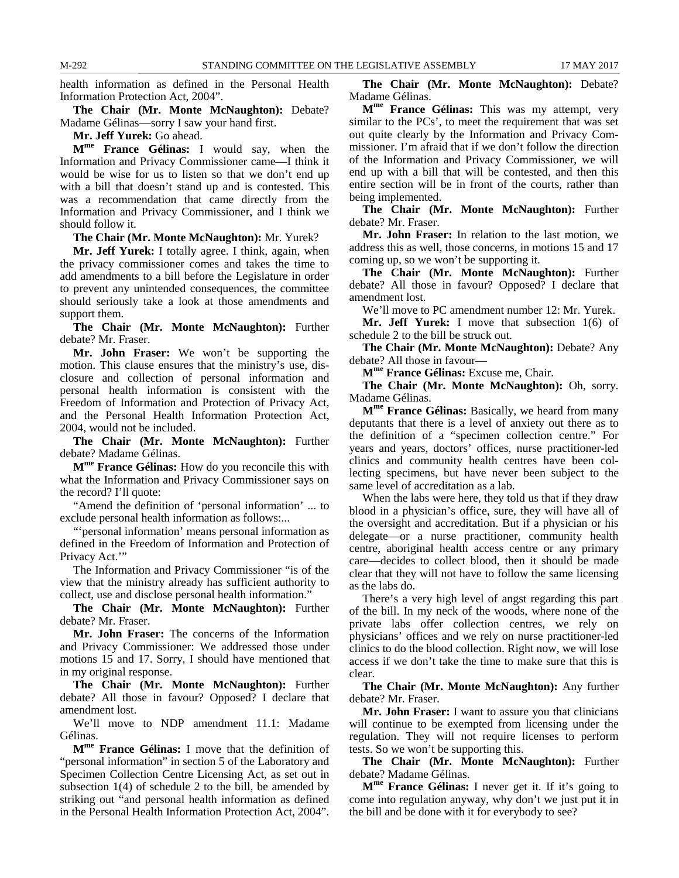health information as defined in the Personal Health Information Protection Act, 2004".

**The Chair (Mr. Monte McNaughton):** Debate? Madame Gélinas—sorry I saw your hand first.

**Mr. Jeff Yurek:** Go ahead.

**Mme France Gélinas:** I would say, when the Information and Privacy Commissioner came—I think it would be wise for us to listen so that we don't end up with a bill that doesn't stand up and is contested. This was a recommendation that came directly from the Information and Privacy Commissioner, and I think we should follow it.

**The Chair (Mr. Monte McNaughton):** Mr. Yurek?

**Mr. Jeff Yurek:** I totally agree. I think, again, when the privacy commissioner comes and takes the time to add amendments to a bill before the Legislature in order to prevent any unintended consequences, the committee should seriously take a look at those amendments and support them.

**The Chair (Mr. Monte McNaughton):** Further debate? Mr. Fraser.

**Mr. John Fraser:** We won't be supporting the motion. This clause ensures that the ministry's use, disclosure and collection of personal information and personal health information is consistent with the Freedom of Information and Protection of Privacy Act, and the Personal Health Information Protection Act, 2004, would not be included.

**The Chair (Mr. Monte McNaughton):** Further debate? Madame Gélinas.

**Mme France Gélinas:** How do you reconcile this with what the Information and Privacy Commissioner says on the record? I'll quote:

"Amend the definition of 'personal information' ... to exclude personal health information as follows:...

"'personal information' means personal information as defined in the Freedom of Information and Protection of Privacy Act.'"

The Information and Privacy Commissioner "is of the view that the ministry already has sufficient authority to collect, use and disclose personal health information."

**The Chair (Mr. Monte McNaughton):** Further debate? Mr. Fraser.

**Mr. John Fraser:** The concerns of the Information and Privacy Commissioner: We addressed those under motions 15 and 17. Sorry, I should have mentioned that in my original response.

**The Chair (Mr. Monte McNaughton):** Further debate? All those in favour? Opposed? I declare that amendment lost.

We'll move to NDP amendment 11.1: Madame Gélinas.

**Mme France Gélinas:** I move that the definition of "personal information" in section 5 of the Laboratory and Specimen Collection Centre Licensing Act, as set out in subsection 1(4) of schedule 2 to the bill, be amended by striking out "and personal health information as defined in the Personal Health Information Protection Act, 2004".

**The Chair (Mr. Monte McNaughton):** Debate? Madame Gélinas.

**Mme France Gélinas:** This was my attempt, very similar to the PCs', to meet the requirement that was set out quite clearly by the Information and Privacy Commissioner. I'm afraid that if we don't follow the direction of the Information and Privacy Commissioner, we will end up with a bill that will be contested, and then this entire section will be in front of the courts, rather than being implemented.

**The Chair (Mr. Monte McNaughton):** Further debate? Mr. Fraser.

**Mr. John Fraser:** In relation to the last motion, we address this as well, those concerns, in motions 15 and 17 coming up, so we won't be supporting it.

**The Chair (Mr. Monte McNaughton):** Further debate? All those in favour? Opposed? I declare that amendment lost.

We'll move to PC amendment number 12: Mr. Yurek.

**Mr. Jeff Yurek:** I move that subsection 1(6) of schedule 2 to the bill be struck out.

**The Chair (Mr. Monte McNaughton):** Debate? Any debate? All those in favour—

**Mme France Gélinas:** Excuse me, Chair.

**The Chair (Mr. Monte McNaughton):** Oh, sorry. Madame Gélinas.

**Mme France Gélinas:** Basically, we heard from many deputants that there is a level of anxiety out there as to the definition of a "specimen collection centre." For years and years, doctors' offices, nurse practitioner-led clinics and community health centres have been collecting specimens, but have never been subject to the same level of accreditation as a lab.

When the labs were here, they told us that if they draw blood in a physician's office, sure, they will have all of the oversight and accreditation. But if a physician or his delegate—or a nurse practitioner, community health centre, aboriginal health access centre or any primary care—decides to collect blood, then it should be made clear that they will not have to follow the same licensing as the labs do.

There's a very high level of angst regarding this part of the bill. In my neck of the woods, where none of the private labs offer collection centres, we rely on physicians' offices and we rely on nurse practitioner-led clinics to do the blood collection. Right now, we will lose access if we don't take the time to make sure that this is clear.

**The Chair (Mr. Monte McNaughton):** Any further debate? Mr. Fraser.

**Mr. John Fraser:** I want to assure you that clinicians will continue to be exempted from licensing under the regulation. They will not require licenses to perform tests. So we won't be supporting this.

**The Chair (Mr. Monte McNaughton):** Further debate? Madame Gélinas.

**Mme France Gélinas:** I never get it. If it's going to come into regulation anyway, why don't we just put it in the bill and be done with it for everybody to see?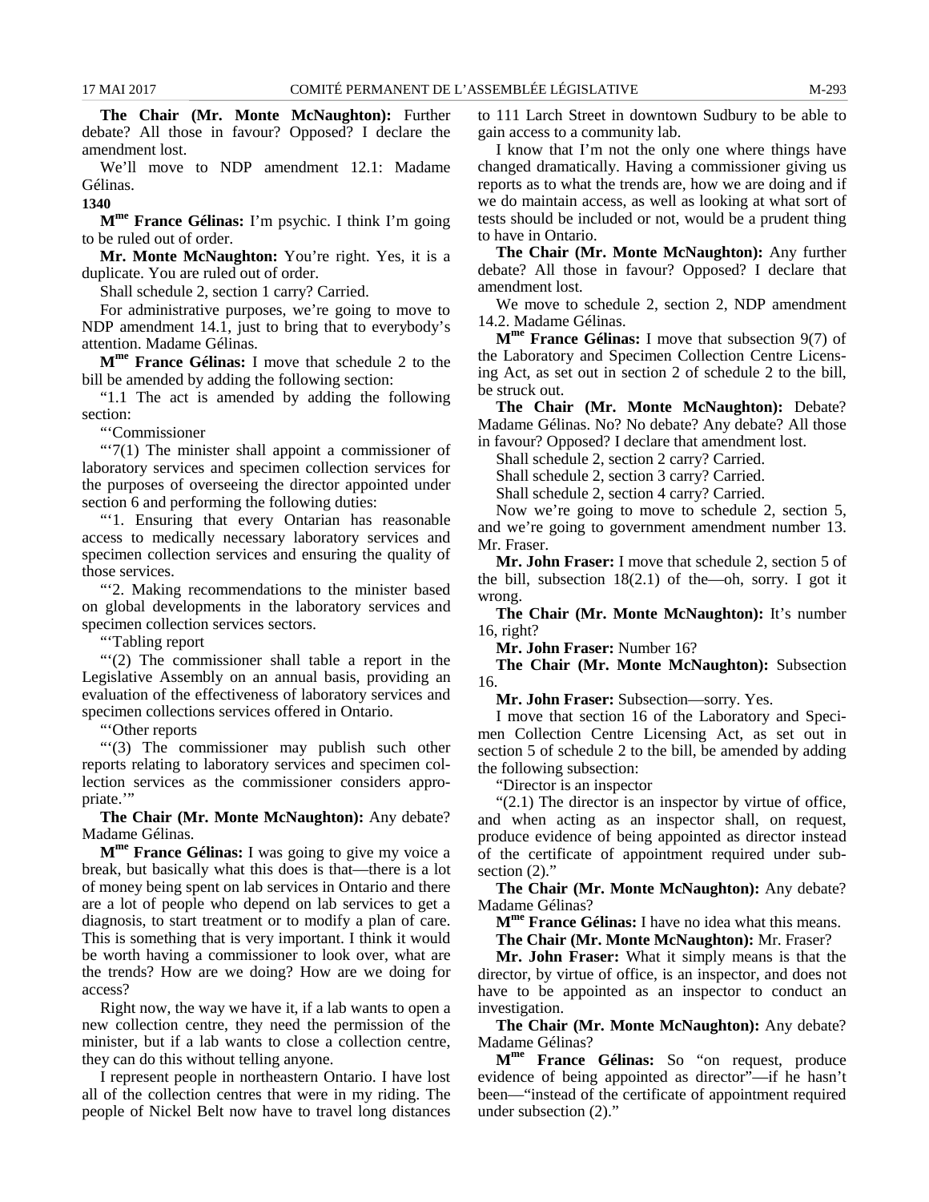**The Chair (Mr. Monte McNaughton):** Further debate? All those in favour? Opposed? I declare the amendment lost.

We'll move to NDP amendment 12.1: Madame Gélinas.

**1340**

**Mme France Gélinas:** I'm psychic. I think I'm going to be ruled out of order.

**Mr. Monte McNaughton:** You're right. Yes, it is a duplicate. You are ruled out of order.

Shall schedule 2, section 1 carry? Carried.

For administrative purposes, we're going to move to NDP amendment 14.1, just to bring that to everybody's attention. Madame Gélinas.

**Mme France Gélinas:** I move that schedule 2 to the bill be amended by adding the following section:

"1.1 The act is amended by adding the following section:

"'Commissioner

"'7(1) The minister shall appoint a commissioner of laboratory services and specimen collection services for the purposes of overseeing the director appointed under section 6 and performing the following duties:

"'1. Ensuring that every Ontarian has reasonable access to medically necessary laboratory services and specimen collection services and ensuring the quality of those services.

"'2. Making recommendations to the minister based on global developments in the laboratory services and specimen collection services sectors.

"'Tabling report

"'(2) The commissioner shall table a report in the Legislative Assembly on an annual basis, providing an evaluation of the effectiveness of laboratory services and specimen collections services offered in Ontario.

"'Other reports

"'(3) The commissioner may publish such other reports relating to laboratory services and specimen collection services as the commissioner considers appropriate.'"

**The Chair (Mr. Monte McNaughton):** Any debate? Madame Gélinas.

**Mme France Gélinas:** I was going to give my voice a break, but basically what this does is that—there is a lot of money being spent on lab services in Ontario and there are a lot of people who depend on lab services to get a diagnosis, to start treatment or to modify a plan of care. This is something that is very important. I think it would be worth having a commissioner to look over, what are the trends? How are we doing? How are we doing for access?

Right now, the way we have it, if a lab wants to open a new collection centre, they need the permission of the minister, but if a lab wants to close a collection centre, they can do this without telling anyone.

I represent people in northeastern Ontario. I have lost all of the collection centres that were in my riding. The people of Nickel Belt now have to travel long distances to 111 Larch Street in downtown Sudbury to be able to gain access to a community lab.

I know that I'm not the only one where things have changed dramatically. Having a commissioner giving us reports as to what the trends are, how we are doing and if we do maintain access, as well as looking at what sort of tests should be included or not, would be a prudent thing to have in Ontario.

**The Chair (Mr. Monte McNaughton):** Any further debate? All those in favour? Opposed? I declare that amendment lost.

We move to schedule 2, section 2, NDP amendment 14.2. Madame Gélinas.

**Mme France Gélinas:** I move that subsection 9(7) of the Laboratory and Specimen Collection Centre Licensing Act, as set out in section 2 of schedule 2 to the bill, be struck out.

**The Chair (Mr. Monte McNaughton):** Debate? Madame Gélinas. No? No debate? Any debate? All those in favour? Opposed? I declare that amendment lost.

Shall schedule 2, section 2 carry? Carried.

Shall schedule 2, section 3 carry? Carried.

Shall schedule 2, section 4 carry? Carried.

Now we're going to move to schedule 2, section 5, and we're going to government amendment number 13. Mr. Fraser.

**Mr. John Fraser:** I move that schedule 2, section 5 of the bill, subsection 18(2.1) of the—oh, sorry. I got it wrong.

**The Chair (Mr. Monte McNaughton):** It's number 16, right?

**Mr. John Fraser:** Number 16?

**The Chair (Mr. Monte McNaughton):** Subsection 16.

**Mr. John Fraser:** Subsection—sorry. Yes.

I move that section 16 of the Laboratory and Specimen Collection Centre Licensing Act, as set out in section 5 of schedule 2 to the bill, be amended by adding the following subsection:

"Director is an inspector

"(2.1) The director is an inspector by virtue of office, and when acting as an inspector shall, on request, produce evidence of being appointed as director instead of the certificate of appointment required under subsection (2)."

**The Chair (Mr. Monte McNaughton):** Any debate? Madame Gélinas?

**Mme France Gélinas:** I have no idea what this means.

**The Chair (Mr. Monte McNaughton):** Mr. Fraser?

**Mr. John Fraser:** What it simply means is that the director, by virtue of office, is an inspector, and does not have to be appointed as an inspector to conduct an investigation.

**The Chair (Mr. Monte McNaughton):** Any debate? Madame Gélinas?

**Mme France Gélinas:** So "on request, produce evidence of being appointed as director"—if he hasn't been—"instead of the certificate of appointment required under subsection (2)."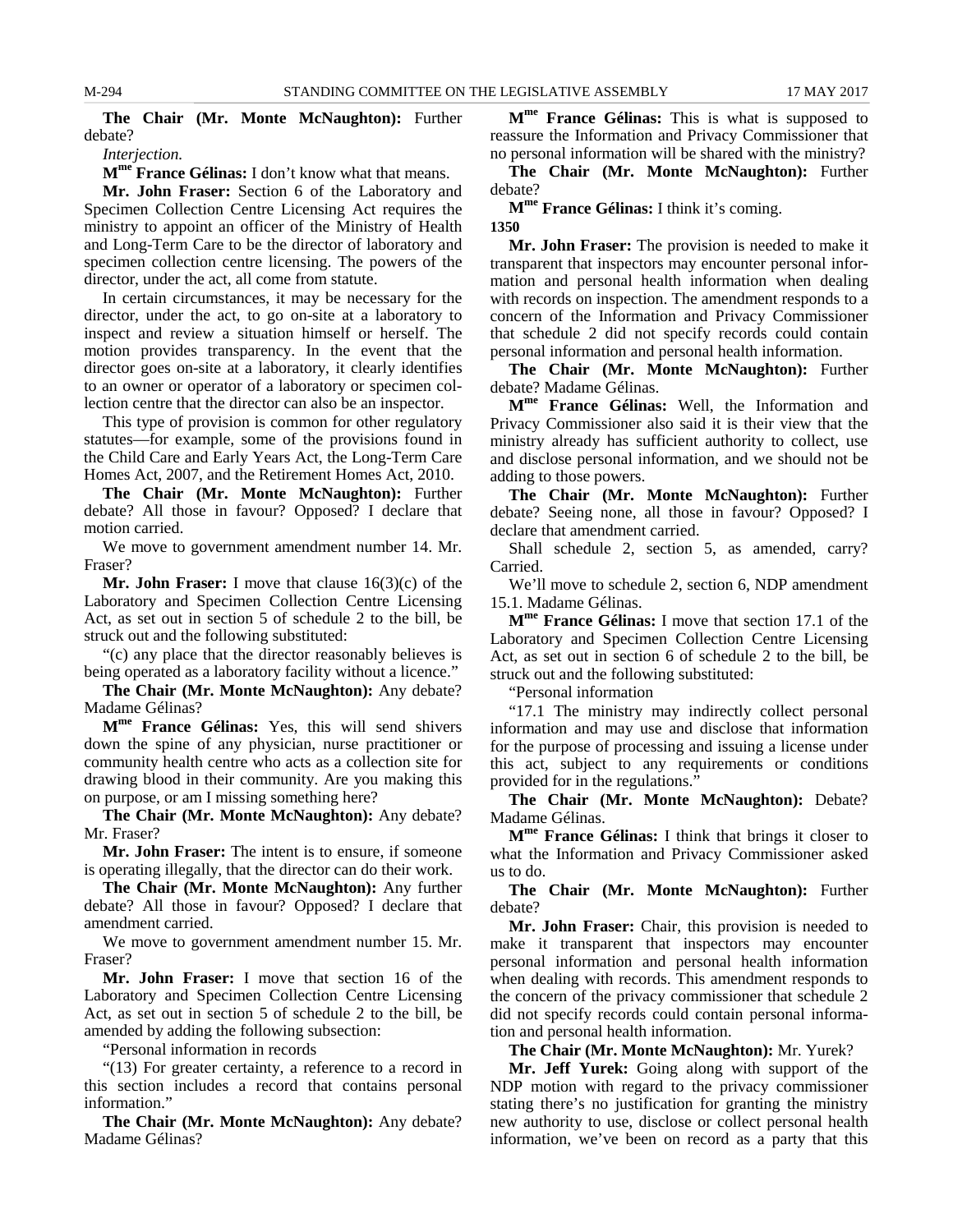**The Chair (Mr. Monte McNaughton):** Further debate?

*Interjection.*

**Mme France Gélinas:** I don't know what that means.

**Mr. John Fraser:** Section 6 of the Laboratory and Specimen Collection Centre Licensing Act requires the ministry to appoint an officer of the Ministry of Health and Long-Term Care to be the director of laboratory and specimen collection centre licensing. The powers of the director, under the act, all come from statute.

In certain circumstances, it may be necessary for the director, under the act, to go on-site at a laboratory to inspect and review a situation himself or herself. The motion provides transparency. In the event that the director goes on-site at a laboratory, it clearly identifies to an owner or operator of a laboratory or specimen collection centre that the director can also be an inspector.

This type of provision is common for other regulatory statutes—for example, some of the provisions found in the Child Care and Early Years Act, the Long-Term Care Homes Act, 2007, and the Retirement Homes Act, 2010.

**The Chair (Mr. Monte McNaughton):** Further debate? All those in favour? Opposed? I declare that motion carried.

We move to government amendment number 14. Mr. Fraser?

**Mr. John Fraser:** I move that clause 16(3)(c) of the Laboratory and Specimen Collection Centre Licensing Act, as set out in section 5 of schedule 2 to the bill, be struck out and the following substituted:

"(c) any place that the director reasonably believes is being operated as a laboratory facility without a licence."

**The Chair (Mr. Monte McNaughton):** Any debate? Madame Gélinas?

**Mme France Gélinas:** Yes, this will send shivers down the spine of any physician, nurse practitioner or community health centre who acts as a collection site for drawing blood in their community. Are you making this on purpose, or am I missing something here?

**The Chair (Mr. Monte McNaughton):** Any debate? Mr. Fraser?

**Mr. John Fraser:** The intent is to ensure, if someone is operating illegally, that the director can do their work.

**The Chair (Mr. Monte McNaughton):** Any further debate? All those in favour? Opposed? I declare that amendment carried.

We move to government amendment number 15. Mr. Fraser?

**Mr. John Fraser:** I move that section 16 of the Laboratory and Specimen Collection Centre Licensing Act, as set out in section 5 of schedule 2 to the bill, be amended by adding the following subsection:

"Personal information in records

"(13) For greater certainty, a reference to a record in this section includes a record that contains personal information."

**The Chair (Mr. Monte McNaughton):** Any debate? Madame Gélinas?

**Mme France Gélinas:** This is what is supposed to reassure the Information and Privacy Commissioner that no personal information will be shared with the ministry?

**The Chair (Mr. Monte McNaughton):** Further debate?

**Mme France Gélinas:** I think it's coming.

**1350**

**Mr. John Fraser:** The provision is needed to make it transparent that inspectors may encounter personal information and personal health information when dealing with records on inspection. The amendment responds to a concern of the Information and Privacy Commissioner that schedule 2 did not specify records could contain personal information and personal health information.

**The Chair (Mr. Monte McNaughton):** Further debate? Madame Gélinas.

**Mme France Gélinas:** Well, the Information and Privacy Commissioner also said it is their view that the ministry already has sufficient authority to collect, use and disclose personal information, and we should not be adding to those powers.

**The Chair (Mr. Monte McNaughton):** Further debate? Seeing none, all those in favour? Opposed? I declare that amendment carried.

Shall schedule 2, section 5, as amended, carry? Carried.

We'll move to schedule 2, section 6, NDP amendment 15.1. Madame Gélinas.

**Mme France Gélinas:** I move that section 17.1 of the Laboratory and Specimen Collection Centre Licensing Act, as set out in section 6 of schedule 2 to the bill, be struck out and the following substituted:

"Personal information

"17.1 The ministry may indirectly collect personal information and may use and disclose that information for the purpose of processing and issuing a license under this act, subject to any requirements or conditions provided for in the regulations."

**The Chair (Mr. Monte McNaughton):** Debate? Madame Gélinas.

**Mme France Gélinas:** I think that brings it closer to what the Information and Privacy Commissioner asked us to do.

**The Chair (Mr. Monte McNaughton):** Further debate?

**Mr. John Fraser:** Chair, this provision is needed to make it transparent that inspectors may encounter personal information and personal health information when dealing with records. This amendment responds to the concern of the privacy commissioner that schedule 2 did not specify records could contain personal information and personal health information.

**The Chair (Mr. Monte McNaughton):** Mr. Yurek?

**Mr. Jeff Yurek:** Going along with support of the NDP motion with regard to the privacy commissioner stating there's no justification for granting the ministry new authority to use, disclose or collect personal health information, we've been on record as a party that this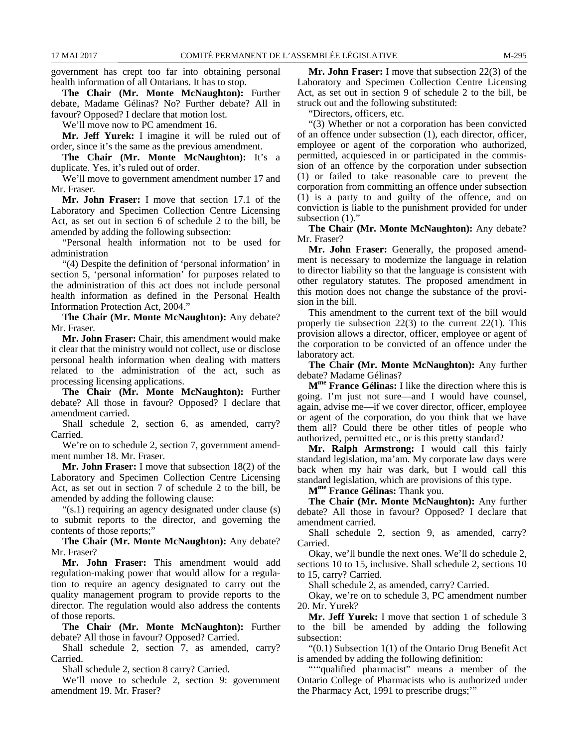government has crept too far into obtaining personal health information of all Ontarians. It has to stop.

**The Chair (Mr. Monte McNaughton):** Further debate, Madame Gélinas? No? Further debate? All in favour? Opposed? I declare that motion lost.

We'll move now to PC amendment 16.

**Mr. Jeff Yurek:** I imagine it will be ruled out of order, since it's the same as the previous amendment.

**The Chair (Mr. Monte McNaughton):** It's a duplicate. Yes, it's ruled out of order.

We'll move to government amendment number 17 and Mr. Fraser.

**Mr. John Fraser:** I move that section 17.1 of the Laboratory and Specimen Collection Centre Licensing Act, as set out in section 6 of schedule 2 to the bill, be amended by adding the following subsection:

"Personal health information not to be used for administration

"(4) Despite the definition of 'personal information' in section 5, 'personal information' for purposes related to the administration of this act does not include personal health information as defined in the Personal Health Information Protection Act, 2004."

**The Chair (Mr. Monte McNaughton):** Any debate? Mr. Fraser.

**Mr. John Fraser:** Chair, this amendment would make it clear that the ministry would not collect, use or disclose personal health information when dealing with matters related to the administration of the act, such as processing licensing applications.

**The Chair (Mr. Monte McNaughton):** Further debate? All those in favour? Opposed? I declare that amendment carried.

Shall schedule 2, section 6, as amended, carry? Carried.

We're on to schedule 2, section 7, government amendment number 18. Mr. Fraser.

**Mr. John Fraser:** I move that subsection 18(2) of the Laboratory and Specimen Collection Centre Licensing Act, as set out in section 7 of schedule 2 to the bill, be amended by adding the following clause:

"(s.1) requiring an agency designated under clause (s) to submit reports to the director, and governing the contents of those reports;"

**The Chair (Mr. Monte McNaughton):** Any debate? Mr. Fraser?

**Mr. John Fraser:** This amendment would add regulation-making power that would allow for a regulation to require an agency designated to carry out the quality management program to provide reports to the director. The regulation would also address the contents of those reports.

**The Chair (Mr. Monte McNaughton):** Further debate? All those in favour? Opposed? Carried.

Shall schedule 2, section 7, as amended, carry? Carried.

Shall schedule 2, section 8 carry? Carried.

We'll move to schedule 2, section 9: government amendment 19. Mr. Fraser?

**Mr. John Fraser:** I move that subsection 22(3) of the Laboratory and Specimen Collection Centre Licensing Act, as set out in section 9 of schedule 2 to the bill, be struck out and the following substituted:

"Directors, officers, etc.

"(3) Whether or not a corporation has been convicted of an offence under subsection (1), each director, officer, employee or agent of the corporation who authorized, permitted, acquiesced in or participated in the commission of an offence by the corporation under subsection (1) or failed to take reasonable care to prevent the corporation from committing an offence under subsection (1) is a party to and guilty of the offence, and on conviction is liable to the punishment provided for under subsection (1)."

**The Chair (Mr. Monte McNaughton):** Any debate? Mr. Fraser?

**Mr. John Fraser:** Generally, the proposed amendment is necessary to modernize the language in relation to director liability so that the language is consistent with other regulatory statutes. The proposed amendment in this motion does not change the substance of the provision in the bill.

This amendment to the current text of the bill would properly tie subsection 22(3) to the current 22(1). This provision allows a director, officer, employee or agent of the corporation to be convicted of an offence under the laboratory act.

**The Chair (Mr. Monte McNaughton):** Any further debate? Madame Gélinas?

**M^me France Gélinas:** I like the direction where this is going. I'm just not sure—and I would have counsel, again, advise me—if we cover director, officer, employee or agent of the corporation, do you think that we have them all? Could there be other titles of people who authorized, permitted etc., or is this pretty standard?

**Mr. Ralph Armstrong:** I would call this fairly standard legislation, ma'am. My corporate law days were back when my hair was dark, but I would call this standard legislation, which are provisions of this type.

**M^me France Gélinas:** Thank you.

**The Chair (Mr. Monte McNaughton):** Any further debate? All those in favour? Opposed? I declare that amendment carried.

Shall schedule 2, section 9, as amended, carry? Carried.

Okay, we'll bundle the next ones. We'll do schedule 2, sections 10 to 15, inclusive. Shall schedule 2, sections 10 to 15, carry? Carried.

Shall schedule 2, as amended, carry? Carried.

Okay, we're on to schedule 3, PC amendment number 20. Mr. Yurek?

**Mr. Jeff Yurek:** I move that section 1 of schedule 3 to the bill be amended by adding the following subsection:

"(0.1) Subsection 1(1) of the Ontario Drug Benefit Act is amended by adding the following definition:

"'"qualified pharmacist" means a member of the Ontario College of Pharmacists who is authorized under the Pharmacy Act, 1991 to prescribe drugs;'"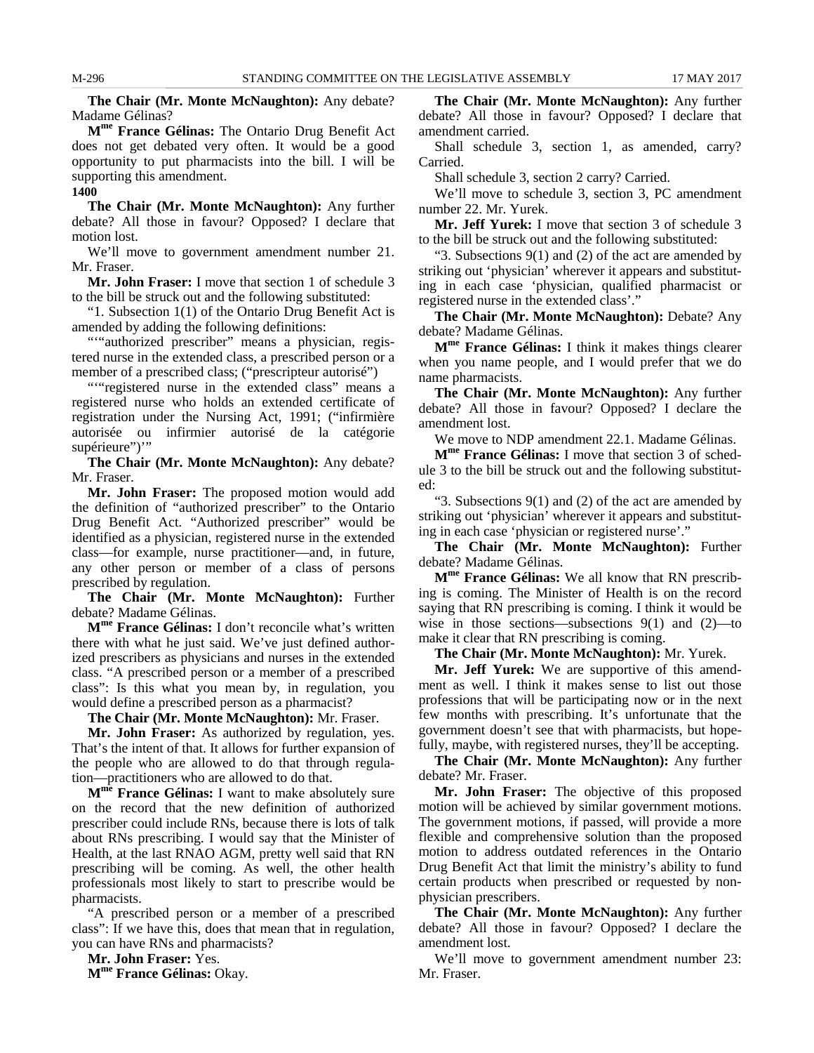**The Chair (Mr. Monte McNaughton):** Any debate? Madame Gélinas?

**Mme France Gélinas:** The Ontario Drug Benefit Act does not get debated very often. It would be a good opportunity to put pharmacists into the bill. I will be supporting this amendment.

**1400**

**The Chair (Mr. Monte McNaughton):** Any further debate? All those in favour? Opposed? I declare that motion lost.

We'll move to government amendment number 21. Mr. Fraser.

**Mr. John Fraser:** I move that section 1 of schedule 3 to the bill be struck out and the following substituted:

"1. Subsection 1(1) of the Ontario Drug Benefit Act is amended by adding the following definitions:

"'"authorized prescriber" means a physician, registered nurse in the extended class, a prescribed person or a member of a prescribed class; ("prescripteur autorisé")

"'"registered nurse in the extended class" means a registered nurse who holds an extended certificate of registration under the Nursing Act, 1991; ("infirmière autorisée ou infirmier autorisé de la catégorie supérieure")'"

**The Chair (Mr. Monte McNaughton):** Any debate? Mr. Fraser.

**Mr. John Fraser:** The proposed motion would add the definition of "authorized prescriber" to the Ontario Drug Benefit Act. "Authorized prescriber" would be identified as a physician, registered nurse in the extended class—for example, nurse practitioner—and, in future, any other person or member of a class of persons prescribed by regulation.

**The Chair (Mr. Monte McNaughton):** Further debate? Madame Gélinas.

**Mme France Gélinas:** I don't reconcile what's written there with what he just said. We've just defined authorized prescribers as physicians and nurses in the extended class. "A prescribed person or a member of a prescribed class": Is this what you mean by, in regulation, you would define a prescribed person as a pharmacist?

**The Chair (Mr. Monte McNaughton):** Mr. Fraser.

**Mr. John Fraser:** As authorized by regulation, yes. That's the intent of that. It allows for further expansion of the people who are allowed to do that through regulation—practitioners who are allowed to do that.

**Mme France Gélinas:** I want to make absolutely sure on the record that the new definition of authorized prescriber could include RNs, because there is lots of talk about RNs prescribing. I would say that the Minister of Health, at the last RNAO AGM, pretty well said that RN prescribing will be coming. As well, the other health professionals most likely to start to prescribe would be pharmacists.

"A prescribed person or a member of a prescribed class": If we have this, does that mean that in regulation, you can have RNs and pharmacists?

**Mr. John Fraser:** Yes.

**Mme France Gélinas:** Okay.

**The Chair (Mr. Monte McNaughton):** Any further debate? All those in favour? Opposed? I declare that amendment carried.

Shall schedule 3, section 1, as amended, carry? Carried.

Shall schedule 3, section 2 carry? Carried.

We'll move to schedule 3, section 3, PC amendment number 22. Mr. Yurek.

**Mr. Jeff Yurek:** I move that section 3 of schedule 3 to the bill be struck out and the following substituted:

"3. Subsections 9(1) and (2) of the act are amended by striking out 'physician' wherever it appears and substituting in each case 'physician, qualified pharmacist or registered nurse in the extended class'."

**The Chair (Mr. Monte McNaughton):** Debate? Any debate? Madame Gélinas.

**Mme France Gélinas:** I think it makes things clearer when you name people, and I would prefer that we do name pharmacists.

**The Chair (Mr. Monte McNaughton):** Any further debate? All those in favour? Opposed? I declare the amendment lost.

We move to NDP amendment 22.1. Madame Gélinas.

**Mme France Gélinas:** I move that section 3 of schedule 3 to the bill be struck out and the following substituted:

"3. Subsections 9(1) and (2) of the act are amended by striking out 'physician' wherever it appears and substituting in each case 'physician or registered nurse'."

**The Chair (Mr. Monte McNaughton):** Further debate? Madame Gélinas.

**Mme France Gélinas:** We all know that RN prescribing is coming. The Minister of Health is on the record saying that RN prescribing is coming. I think it would be wise in those sections—subsections 9(1) and (2)—to make it clear that RN prescribing is coming.

**The Chair (Mr. Monte McNaughton):** Mr. Yurek.

**Mr. Jeff Yurek:** We are supportive of this amendment as well. I think it makes sense to list out those professions that will be participating now or in the next few months with prescribing. It's unfortunate that the government doesn't see that with pharmacists, but hopefully, maybe, with registered nurses, they'll be accepting.

**The Chair (Mr. Monte McNaughton):** Any further debate? Mr. Fraser.

**Mr. John Fraser:** The objective of this proposed motion will be achieved by similar government motions. The government motions, if passed, will provide a more flexible and comprehensive solution than the proposed motion to address outdated references in the Ontario Drug Benefit Act that limit the ministry's ability to fund certain products when prescribed or requested by non-physician prescribers.

**The Chair (Mr. Monte McNaughton):** Any further debate? All those in favour? Opposed? I declare the amendment lost.

We'll move to government amendment number 23: Mr. Fraser.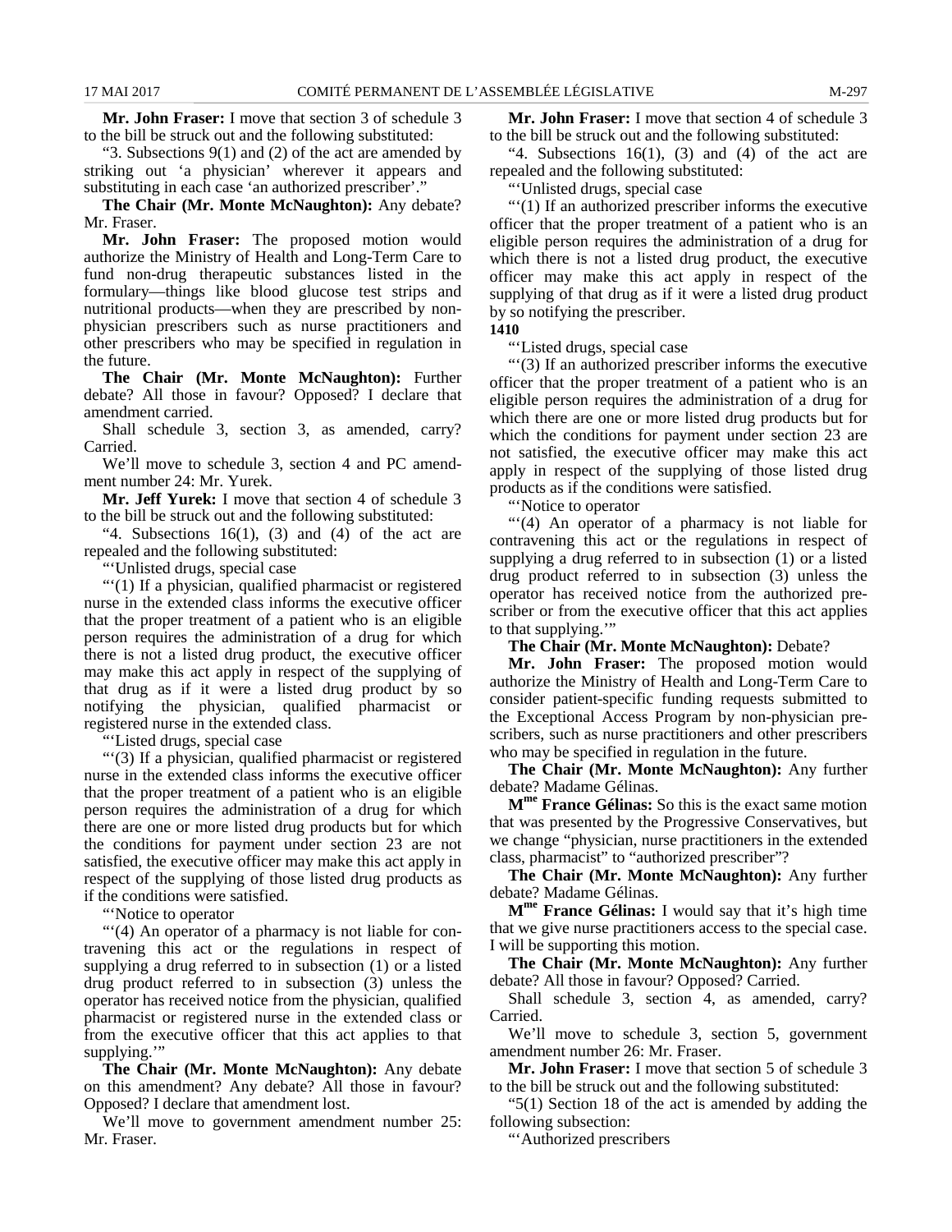**Mr. John Fraser:** I move that section 3 of schedule 3 to the bill be struck out and the following substituted:

"3. Subsections 9(1) and (2) of the act are amended by striking out 'a physician' wherever it appears and substituting in each case 'an authorized prescriber'."

**The Chair (Mr. Monte McNaughton):** Any debate? Mr. Fraser.

**Mr. John Fraser:** The proposed motion would authorize the Ministry of Health and Long-Term Care to fund non-drug therapeutic substances listed in the formulary—things like blood glucose test strips and nutritional products—when they are prescribed by non-physician prescribers such as nurse practitioners and other prescribers who may be specified in regulation in the future.

**The Chair (Mr. Monte McNaughton):** Further debate? All those in favour? Opposed? I declare that amendment carried.

Shall schedule 3, section 3, as amended, carry? Carried.

We'll move to schedule 3, section 4 and PC amendment number 24: Mr. Yurek.

**Mr. Jeff Yurek:** I move that section 4 of schedule 3 to the bill be struck out and the following substituted:

"4. Subsections 16(1), (3) and (4) of the act are repealed and the following substituted:

"'Unlisted drugs, special case

"'(1) If a physician, qualified pharmacist or registered nurse in the extended class informs the executive officer that the proper treatment of a patient who is an eligible person requires the administration of a drug for which there is not a listed drug product, the executive officer may make this act apply in respect of the supplying of that drug as if it were a listed drug product by so notifying the physician, qualified pharmacist or registered nurse in the extended class.

"'Listed drugs, special case

"'(3) If a physician, qualified pharmacist or registered nurse in the extended class informs the executive officer that the proper treatment of a patient who is an eligible person requires the administration of a drug for which there are one or more listed drug products but for which the conditions for payment under section 23 are not satisfied, the executive officer may make this act apply in respect of the supplying of those listed drug products as if the conditions were satisfied.

"'Notice to operator

"'(4) An operator of a pharmacy is not liable for contravening this act or the regulations in respect of supplying a drug referred to in subsection (1) or a listed drug product referred to in subsection (3) unless the operator has received notice from the physician, qualified pharmacist or registered nurse in the extended class or from the executive officer that this act applies to that supplying.'"

**The Chair (Mr. Monte McNaughton):** Any debate on this amendment? Any debate? All those in favour? Opposed? I declare that amendment lost.

We'll move to government amendment number 25: Mr. Fraser.

**Mr. John Fraser:** I move that section 4 of schedule 3 to the bill be struck out and the following substituted:

"4. Subsections 16(1), (3) and (4) of the act are repealed and the following substituted:

"'Unlisted drugs, special case

"'(1) If an authorized prescriber informs the executive officer that the proper treatment of a patient who is an eligible person requires the administration of a drug for which there is not a listed drug product, the executive officer may make this act apply in respect of the supplying of that drug as if it were a listed drug product by so notifying the prescriber.

**1410**

"'Listed drugs, special case

"'(3) If an authorized prescriber informs the executive officer that the proper treatment of a patient who is an eligible person requires the administration of a drug for which there are one or more listed drug products but for which the conditions for payment under section 23 are not satisfied, the executive officer may make this act apply in respect of the supplying of those listed drug products as if the conditions were satisfied.

"'Notice to operator

"'(4) An operator of a pharmacy is not liable for contravening this act or the regulations in respect of supplying a drug referred to in subsection (1) or a listed drug product referred to in subsection (3) unless the operator has received notice from the authorized prescriber or from the executive officer that this act applies to that supplying.'"

**The Chair (Mr. Monte McNaughton):** Debate?

**Mr. John Fraser:** The proposed motion would authorize the Ministry of Health and Long-Term Care to consider patient-specific funding requests submitted to the Exceptional Access Program by non-physician prescribers, such as nurse practitioners and other prescribers who may be specified in regulation in the future.

**The Chair (Mr. Monte McNaughton):** Any further debate? Madame Gélinas.

**Mme France Gélinas:** So this is the exact same motion that was presented by the Progressive Conservatives, but we change "physician, nurse practitioners in the extended class, pharmacist" to "authorized prescriber"?

**The Chair (Mr. Monte McNaughton):** Any further debate? Madame Gélinas.

**Mme France Gélinas:** I would say that it's high time that we give nurse practitioners access to the special case. I will be supporting this motion.

**The Chair (Mr. Monte McNaughton):** Any further debate? All those in favour? Opposed? Carried.

Shall schedule 3, section 4, as amended, carry? Carried.

We'll move to schedule 3, section 5, government amendment number 26: Mr. Fraser.

**Mr. John Fraser:** I move that section 5 of schedule 3 to the bill be struck out and the following substituted:

"5(1) Section 18 of the act is amended by adding the following subsection:

"'Authorized prescribers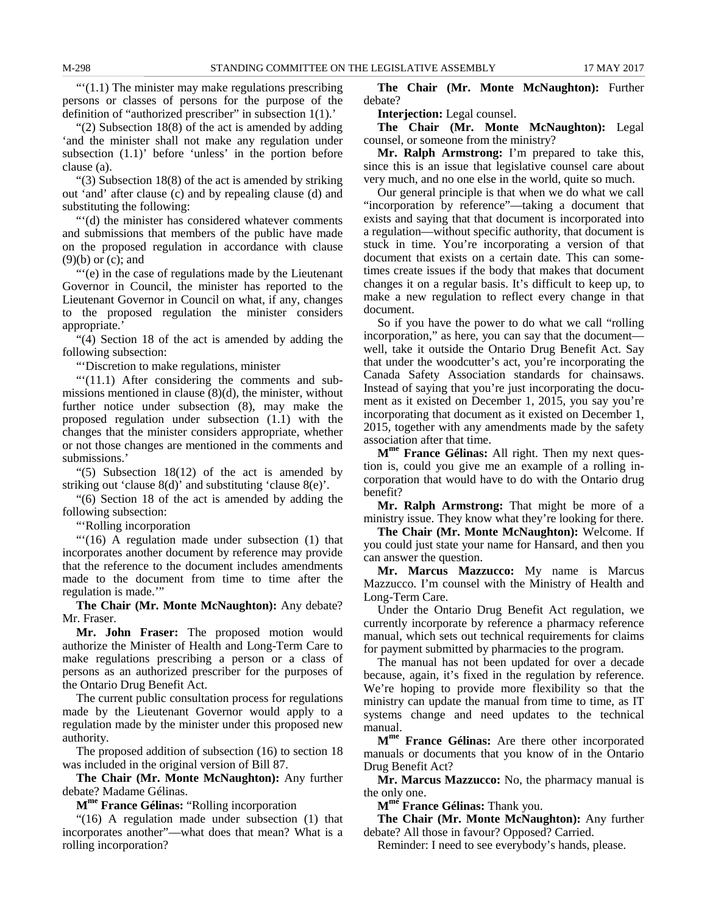"'(1.1) The minister may make regulations prescribing persons or classes of persons for the purpose of the definition of "authorized prescriber" in subsection 1(1).'

"(2) Subsection 18(8) of the act is amended by adding 'and the minister shall not make any regulation under subsection (1.1)' before 'unless' in the portion before clause (a).

"(3) Subsection 18(8) of the act is amended by striking out 'and' after clause (c) and by repealing clause (d) and substituting the following:

"'(d) the minister has considered whatever comments and submissions that members of the public have made on the proposed regulation in accordance with clause (9)(b) or (c); and

"'(e) in the case of regulations made by the Lieutenant Governor in Council, the minister has reported to the Lieutenant Governor in Council on what, if any, changes to the proposed regulation the minister considers appropriate.'

"(4) Section 18 of the act is amended by adding the following subsection:

"'Discretion to make regulations, minister

"'(11.1) After considering the comments and submissions mentioned in clause (8)(d), the minister, without further notice under subsection (8), may make the proposed regulation under subsection (1.1) with the changes that the minister considers appropriate, whether or not those changes are mentioned in the comments and submissions.'

"(5) Subsection 18(12) of the act is amended by striking out 'clause 8(d)' and substituting 'clause 8(e)'.

"(6) Section 18 of the act is amended by adding the following subsection:

"'Rolling incorporation

"'(16) A regulation made under subsection (1) that incorporates another document by reference may provide that the reference to the document includes amendments made to the document from time to time after the regulation is made.'"

**The Chair (Mr. Monte McNaughton):** Any debate? Mr. Fraser.

**Mr. John Fraser:** The proposed motion would authorize the Minister of Health and Long-Term Care to make regulations prescribing a person or a class of persons as an authorized prescriber for the purposes of the Ontario Drug Benefit Act.

The current public consultation process for regulations made by the Lieutenant Governor would apply to a regulation made by the minister under this proposed new authority.

The proposed addition of subsection (16) to section 18 was included in the original version of Bill 87.

**The Chair (Mr. Monte McNaughton):** Any further debate? Madame Gélinas.

**Mme France Gélinas:** "Rolling incorporation

"(16) A regulation made under subsection (1) that incorporates another"—what does that mean? What is a rolling incorporation?

**The Chair (Mr. Monte McNaughton):** Further debate?

**Interjection:** Legal counsel.

**The Chair (Mr. Monte McNaughton):** Legal counsel, or someone from the ministry?

**Mr. Ralph Armstrong:** I'm prepared to take this, since this is an issue that legislative counsel care about very much, and no one else in the world, quite so much.

Our general principle is that when we do what we call "incorporation by reference"—taking a document that exists and saying that that document is incorporated into a regulation—without specific authority, that document is stuck in time. You're incorporating a version of that document that exists on a certain date. This can sometimes create issues if the body that makes that document changes it on a regular basis. It's difficult to keep up, to make a new regulation to reflect every change in that document.

So if you have the power to do what we call "rolling incorporation," as here, you can say that the document—well, take it outside the Ontario Drug Benefit Act. Say that under the woodcutter's act, you're incorporating the Canada Safety Association standards for chainsaws. Instead of saying that you're just incorporating the document as it existed on December 1, 2015, you say you're incorporating that document as it existed on December 1, 2015, together with any amendments made by the safety association after that time.

**Mme France Gélinas:** All right. Then my next question is, could you give me an example of a rolling incorporation that would have to do with the Ontario drug benefit?

**Mr. Ralph Armstrong:** That might be more of a ministry issue. They know what they're looking for there.

**The Chair (Mr. Monte McNaughton):** Welcome. If you could just state your name for Hansard, and then you can answer the question.

**Mr. Marcus Mazzucco:** My name is Marcus Mazzucco. I'm counsel with the Ministry of Health and Long-Term Care.

Under the Ontario Drug Benefit Act regulation, we currently incorporate by reference a pharmacy reference manual, which sets out technical requirements for claims for payment submitted by pharmacies to the program.

The manual has not been updated for over a decade because, again, it's fixed in the regulation by reference. We're hoping to provide more flexibility so that the ministry can update the manual from time to time, as IT systems change and need updates to the technical manual.

**Mme France Gélinas:** Are there other incorporated manuals or documents that you know of in the Ontario Drug Benefit Act?

**Mr. Marcus Mazzucco:** No, the pharmacy manual is the only one.

**Mme France Gélinas:** Thank you.

**The Chair (Mr. Monte McNaughton):** Any further debate? All those in favour? Opposed? Carried.

Reminder: I need to see everybody's hands, please.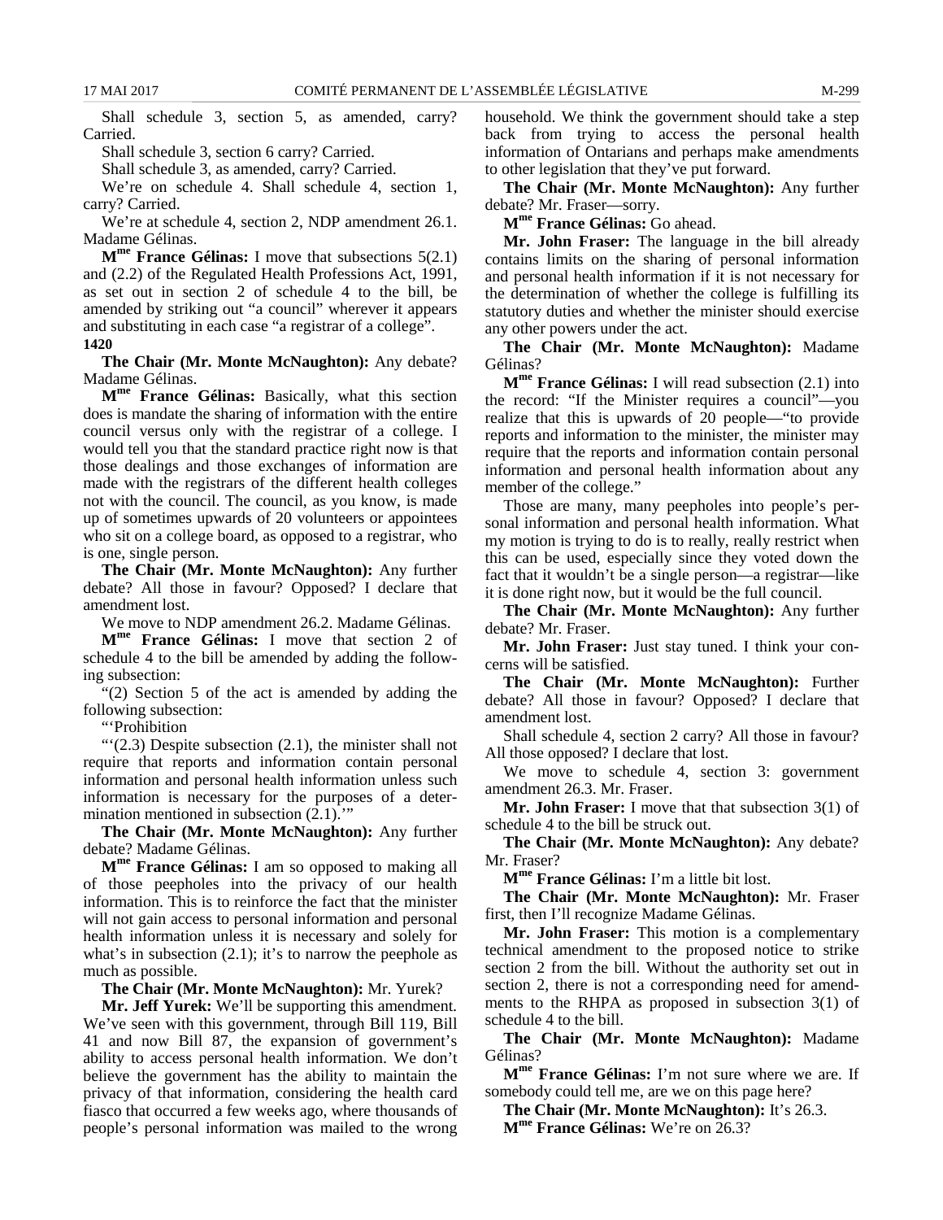Shall schedule 3, section 5, as amended, carry? Carried.

Shall schedule 3, section 6 carry? Carried.

Shall schedule 3, as amended, carry? Carried.

We're on schedule 4. Shall schedule 4, section 1, carry? Carried.

We're at schedule 4, section 2, NDP amendment 26.1. Madame Gélinas.

**Mme France Gélinas:** I move that subsections 5(2.1) and (2.2) of the Regulated Health Professions Act, 1991, as set out in section 2 of schedule 4 to the bill, be amended by striking out "a council" wherever it appears and substituting in each case "a registrar of a college".

**1420**

**The Chair (Mr. Monte McNaughton):** Any debate? Madame Gélinas.

**Mme France Gélinas:** Basically, what this section does is mandate the sharing of information with the entire council versus only with the registrar of a college. I would tell you that the standard practice right now is that those dealings and those exchanges of information are made with the registrars of the different health colleges not with the council. The council, as you know, is made up of sometimes upwards of 20 volunteers or appointees who sit on a college board, as opposed to a registrar, who is one, single person.

**The Chair (Mr. Monte McNaughton):** Any further debate? All those in favour? Opposed? I declare that amendment lost.

We move to NDP amendment 26.2. Madame Gélinas.

**Mme France Gélinas:** I move that section 2 of schedule 4 to the bill be amended by adding the following subsection:

"(2) Section 5 of the act is amended by adding the following subsection:

"'Prohibition

"'(2.3) Despite subsection (2.1), the minister shall not require that reports and information contain personal information and personal health information unless such information is necessary for the purposes of a determination mentioned in subsection (2.1).'"

**The Chair (Mr. Monte McNaughton):** Any further debate? Madame Gélinas.

**Mme France Gélinas:** I am so opposed to making all of those peepholes into the privacy of our health information. This is to reinforce the fact that the minister will not gain access to personal information and personal health information unless it is necessary and solely for what's in subsection (2.1); it's to narrow the peephole as much as possible.

**The Chair (Mr. Monte McNaughton):** Mr. Yurek?

**Mr. Jeff Yurek:** We'll be supporting this amendment. We've seen with this government, through Bill 119, Bill 41 and now Bill 87, the expansion of government's ability to access personal health information. We don't believe the government has the ability to maintain the privacy of that information, considering the health card fiasco that occurred a few weeks ago, where thousands of people's personal information was mailed to the wrong household. We think the government should take a step back from trying to access the personal health information of Ontarians and perhaps make amendments to other legislation that they've put forward.

**The Chair (Mr. Monte McNaughton):** Any further debate? Mr. Fraser—sorry.

**Mme France Gélinas:** Go ahead.

**Mr. John Fraser:** The language in the bill already contains limits on the sharing of personal information and personal health information if it is not necessary for the determination of whether the college is fulfilling its statutory duties and whether the minister should exercise any other powers under the act.

**The Chair (Mr. Monte McNaughton):** Madame Gélinas?

**Mme France Gélinas:** I will read subsection (2.1) into the record: "If the Minister requires a council"—you realize that this is upwards of 20 people—"to provide reports and information to the minister, the minister may require that the reports and information contain personal information and personal health information about any member of the college."

Those are many, many peepholes into people's personal information and personal health information. What my motion is trying to do is to really, really restrict when this can be used, especially since they voted down the fact that it wouldn't be a single person—a registrar—like it is done right now, but it would be the full council.

**The Chair (Mr. Monte McNaughton):** Any further debate? Mr. Fraser.

**Mr. John Fraser:** Just stay tuned. I think your concerns will be satisfied.

**The Chair (Mr. Monte McNaughton):** Further debate? All those in favour? Opposed? I declare that amendment lost.

Shall schedule 4, section 2 carry? All those in favour? All those opposed? I declare that lost.

We move to schedule 4, section 3: government amendment 26.3. Mr. Fraser.

**Mr. John Fraser:** I move that that subsection 3(1) of schedule 4 to the bill be struck out.

**The Chair (Mr. Monte McNaughton):** Any debate? Mr. Fraser?

**Mme France Gélinas:** I'm a little bit lost.

**The Chair (Mr. Monte McNaughton):** Mr. Fraser first, then I'll recognize Madame Gélinas.

**Mr. John Fraser:** This motion is a complementary technical amendment to the proposed notice to strike section 2 from the bill. Without the authority set out in section 2, there is not a corresponding need for amendments to the RHPA as proposed in subsection 3(1) of schedule 4 to the bill.

**The Chair (Mr. Monte McNaughton):** Madame Gélinas?

**Mme France Gélinas:** I'm not sure where we are. If somebody could tell me, are we on this page here?

**The Chair (Mr. Monte McNaughton):** It's 26.3.

**Mme France Gélinas:** We're on 26.3?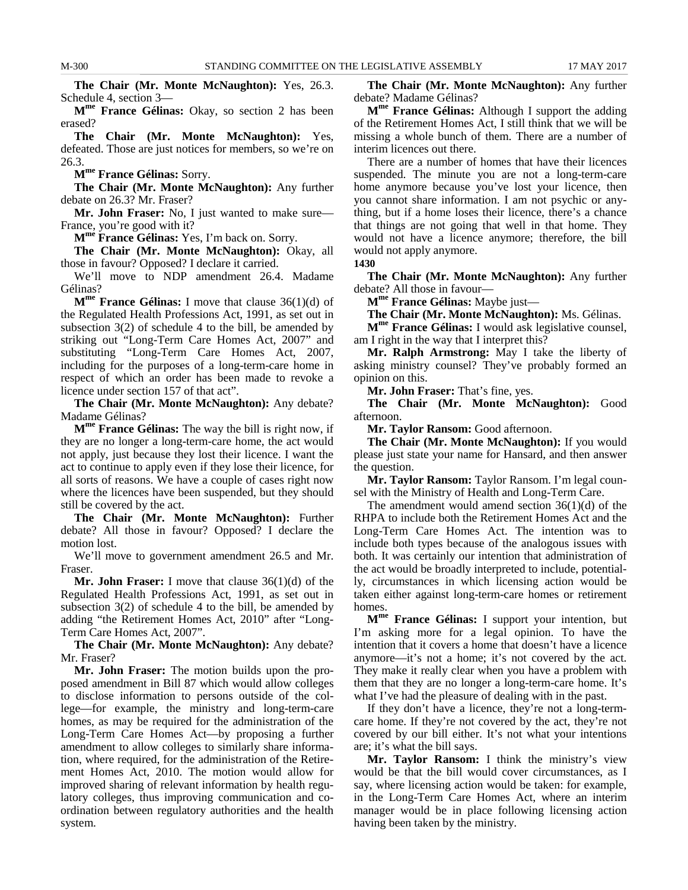**The Chair (Mr. Monte McNaughton):** Yes, 26.3. Schedule 4, section 3—

**M^me France Gélinas:** Okay, so section 2 has been erased?

**The Chair (Mr. Monte McNaughton):** Yes, defeated. Those are just notices for members, so we're on 26.3.

**M^me France Gélinas:** Sorry.

**The Chair (Mr. Monte McNaughton):** Any further debate on 26.3? Mr. Fraser?

**Mr. John Fraser:** No, I just wanted to make sure—France, you're good with it?

**M^me France Gélinas:** Yes, I'm back on. Sorry.

**The Chair (Mr. Monte McNaughton):** Okay, all those in favour? Opposed? I declare it carried.

We'll move to NDP amendment 26.4. Madame Gélinas?

**M^me France Gélinas:** I move that clause 36(1)(d) of the Regulated Health Professions Act, 1991, as set out in subsection 3(2) of schedule 4 to the bill, be amended by striking out "Long-Term Care Homes Act, 2007" and substituting "Long-Term Care Homes Act, 2007, including for the purposes of a long-term-care home in respect of which an order has been made to revoke a licence under section 157 of that act".

**The Chair (Mr. Monte McNaughton):** Any debate? Madame Gélinas?

**M^me France Gélinas:** The way the bill is right now, if they are no longer a long-term-care home, the act would not apply, just because they lost their licence. I want the act to continue to apply even if they lose their licence, for all sorts of reasons. We have a couple of cases right now where the licences have been suspended, but they should still be covered by the act.

**The Chair (Mr. Monte McNaughton):** Further debate? All those in favour? Opposed? I declare the motion lost.

We'll move to government amendment 26.5 and Mr. Fraser.

**Mr. John Fraser:** I move that clause 36(1)(d) of the Regulated Health Professions Act, 1991, as set out in subsection 3(2) of schedule 4 to the bill, be amended by adding "the Retirement Homes Act, 2010" after "Long-Term Care Homes Act, 2007".

**The Chair (Mr. Monte McNaughton):** Any debate? Mr. Fraser?

**Mr. John Fraser:** The motion builds upon the proposed amendment in Bill 87 which would allow colleges to disclose information to persons outside of the college—for example, the ministry and long-term-care homes, as may be required for the administration of the Long-Term Care Homes Act—by proposing a further amendment to allow colleges to similarly share information, where required, for the administration of the Retirement Homes Act, 2010. The motion would allow for improved sharing of relevant information by health regulatory colleges, thus improving communication and coordination between regulatory authorities and the health system.

**The Chair (Mr. Monte McNaughton):** Any further debate? Madame Gélinas?

**M^me France Gélinas:** Although I support the adding of the Retirement Homes Act, I still think that we will be missing a whole bunch of them. There are a number of interim licences out there.

There are a number of homes that have their licences suspended. The minute you are not a long-term-care home anymore because you've lost your licence, then you cannot share information. I am not psychic or anything, but if a home loses their licence, there's a chance that things are not going that well in that home. They would not have a licence anymore; therefore, the bill would not apply anymore.

**1430**

**The Chair (Mr. Monte McNaughton):** Any further debate? All those in favour—

**M^me France Gélinas:** Maybe just—

**The Chair (Mr. Monte McNaughton):** Ms. Gélinas.

**M^me France Gélinas:** I would ask legislative counsel, am I right in the way that I interpret this?

**Mr. Ralph Armstrong:** May I take the liberty of asking ministry counsel? They've probably formed an opinion on this.

**Mr. John Fraser:** That's fine, yes.

**The Chair (Mr. Monte McNaughton):** Good afternoon.

**Mr. Taylor Ransom:** Good afternoon.

**The Chair (Mr. Monte McNaughton):** If you would please just state your name for Hansard, and then answer the question.

**Mr. Taylor Ransom:** Taylor Ransom. I'm legal counsel with the Ministry of Health and Long-Term Care.

The amendment would amend section 36(1)(d) of the RHPA to include both the Retirement Homes Act and the Long-Term Care Homes Act. The intention was to include both types because of the analogous issues with both. It was certainly our intention that administration of the act would be broadly interpreted to include, potentially, circumstances in which licensing action would be taken either against long-term-care homes or retirement homes.

**M^me France Gélinas:** I support your intention, but I'm asking more for a legal opinion. To have the intention that it covers a home that doesn't have a licence anymore—it's not a home; it's not covered by the act. They make it really clear when you have a problem with them that they are no longer a long-term-care home. It's what I've had the pleasure of dealing with in the past.

If they don't have a licence, they're not a long-term-care home. If they're not covered by the act, they're not covered by our bill either. It's not what your intentions are; it's what the bill says.

**Mr. Taylor Ransom:** I think the ministry's view would be that the bill would cover circumstances, as I say, where licensing action would be taken: for example, in the Long-Term Care Homes Act, where an interim manager would be in place following licensing action having been taken by the ministry.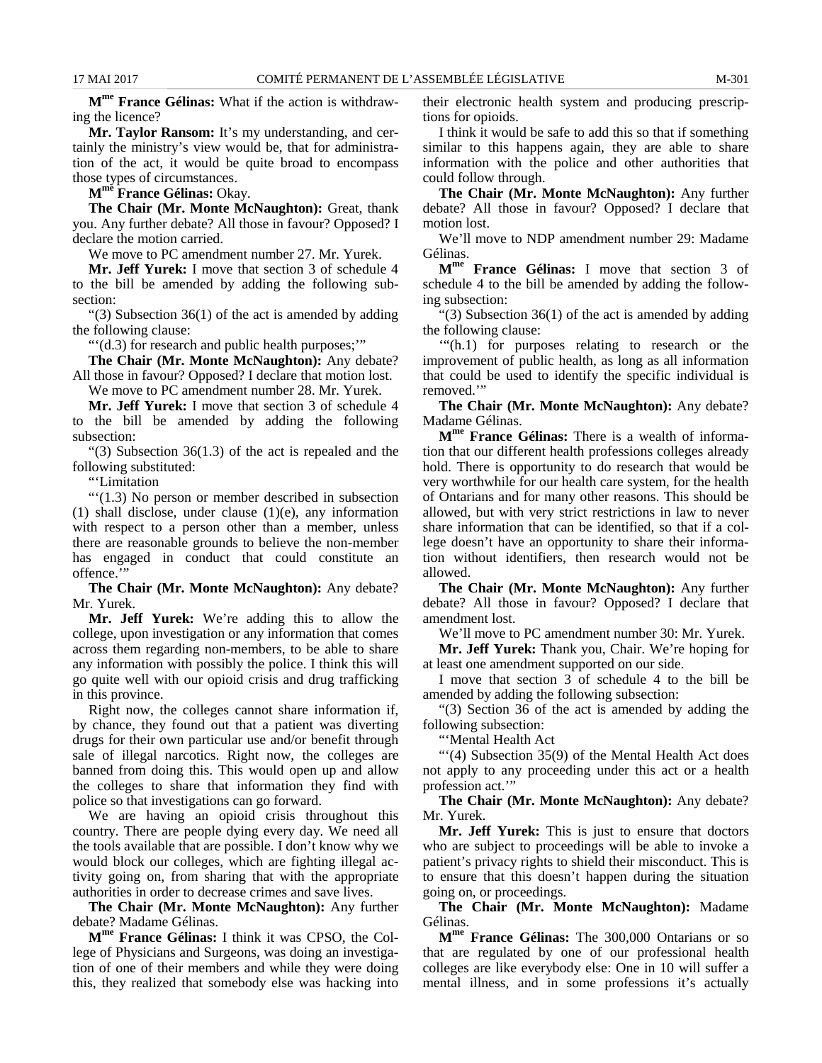**M^me France Gélinas:** What if the action is withdrawing the licence?

**Mr. Taylor Ransom:** It's my understanding, and certainly the ministry's view would be, that for administration of the act, it would be quite broad to encompass those types of circumstances.

**M^me France Gélinas:** Okay.

**The Chair (Mr. Monte McNaughton):** Great, thank you. Any further debate? All those in favour? Opposed? I declare the motion carried.

We move to PC amendment number 27. Mr. Yurek.

**Mr. Jeff Yurek:** I move that section 3 of schedule 4 to the bill be amended by adding the following subsection:

"(3) Subsection 36(1) of the act is amended by adding the following clause:

"'(d.3) for research and public health purposes;'"

**The Chair (Mr. Monte McNaughton):** Any debate? All those in favour? Opposed? I declare that motion lost.

We move to PC amendment number 28. Mr. Yurek.

**Mr. Jeff Yurek:** I move that section 3 of schedule 4 to the bill be amended by adding the following subsection:

"(3) Subsection 36(1.3) of the act is repealed and the following substituted:

"'Limitation

"'(1.3) No person or member described in subsection (1) shall disclose, under clause (1)(e), any information with respect to a person other than a member, unless there are reasonable grounds to believe the non-member has engaged in conduct that could constitute an offence.'"

**The Chair (Mr. Monte McNaughton):** Any debate? Mr. Yurek.

**Mr. Jeff Yurek:** We're adding this to allow the college, upon investigation or any information that comes across them regarding non-members, to be able to share any information with possibly the police. I think this will go quite well with our opioid crisis and drug trafficking in this province.

Right now, the colleges cannot share information if, by chance, they found out that a patient was diverting drugs for their own particular use and/or benefit through sale of illegal narcotics. Right now, the colleges are banned from doing this. This would open up and allow the colleges to share that information they find with police so that investigations can go forward.

We are having an opioid crisis throughout this country. There are people dying every day. We need all the tools available that are possible. I don't know why we would block our colleges, which are fighting illegal activity going on, from sharing that with the appropriate authorities in order to decrease crimes and save lives.

**The Chair (Mr. Monte McNaughton):** Any further debate? Madame Gélinas.

**M^me France Gélinas:** I think it was CPSO, the College of Physicians and Surgeons, was doing an investigation of one of their members and while they were doing this, they realized that somebody else was hacking into their electronic health system and producing prescriptions for opioids.

I think it would be safe to add this so that if something similar to this happens again, they are able to share information with the police and other authorities that could follow through.

**The Chair (Mr. Monte McNaughton):** Any further debate? All those in favour? Opposed? I declare that motion lost.

We'll move to NDP amendment number 29: Madame Gélinas.

**M^me France Gélinas:** I move that section 3 of schedule 4 to the bill be amended by adding the following subsection:

"(3) Subsection 36(1) of the act is amended by adding the following clause:

'"(h.1) for purposes relating to research or the improvement of public health, as long as all information that could be used to identify the specific individual is removed.'"

**The Chair (Mr. Monte McNaughton):** Any debate? Madame Gélinas.

**M^me France Gélinas:** There is a wealth of information that our different health professions colleges already hold. There is opportunity to do research that would be very worthwhile for our health care system, for the health of Ontarians and for many other reasons. This should be allowed, but with very strict restrictions in law to never share information that can be identified, so that if a college doesn't have an opportunity to share their information without identifiers, then research would not be allowed.

**The Chair (Mr. Monte McNaughton):** Any further debate? All those in favour? Opposed? I declare that amendment lost.

We'll move to PC amendment number 30: Mr. Yurek.

**Mr. Jeff Yurek:** Thank you, Chair. We're hoping for at least one amendment supported on our side.

I move that section 3 of schedule 4 to the bill be amended by adding the following subsection:

"(3) Section 36 of the act is amended by adding the following subsection:

"'Mental Health Act

"'(4) Subsection 35(9) of the Mental Health Act does not apply to any proceeding under this act or a health profession act.'"

**The Chair (Mr. Monte McNaughton):** Any debate? Mr. Yurek.

**Mr. Jeff Yurek:** This is just to ensure that doctors who are subject to proceedings will be able to invoke a patient's privacy rights to shield their misconduct. This is to ensure that this doesn't happen during the situation going on, or proceedings.

**The Chair (Mr. Monte McNaughton):** Madame Gélinas.

**M^me France Gélinas:** The 300,000 Ontarians or so that are regulated by one of our professional health colleges are like everybody else: One in 10 will suffer a mental illness, and in some professions it's actually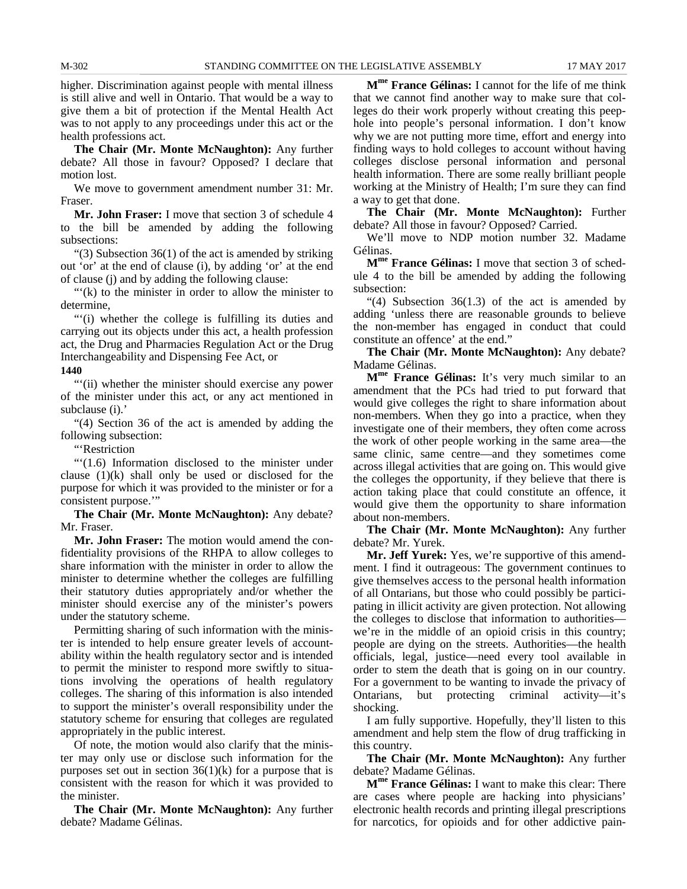higher. Discrimination against people with mental illness is still alive and well in Ontario. That would be a way to give them a bit of protection if the Mental Health Act was to not apply to any proceedings under this act or the health professions act.

**The Chair (Mr. Monte McNaughton):** Any further debate? All those in favour? Opposed? I declare that motion lost.

We move to government amendment number 31: Mr. Fraser.

**Mr. John Fraser:** I move that section 3 of schedule 4 to the bill be amended by adding the following subsections:

"(3) Subsection 36(1) of the act is amended by striking out 'or' at the end of clause (i), by adding 'or' at the end of clause (j) and by adding the following clause:

"'(k) to the minister in order to allow the minister to determine,

"'(i) whether the college is fulfilling its duties and carrying out its objects under this act, a health profession act, the Drug and Pharmacies Regulation Act or the Drug Interchangeability and Dispensing Fee Act, or

**1440**

"'(ii) whether the minister should exercise any power of the minister under this act, or any act mentioned in subclause (i).'

"(4) Section 36 of the act is amended by adding the following subsection:

"'Restriction

"'(1.6) Information disclosed to the minister under clause (1)(k) shall only be used or disclosed for the purpose for which it was provided to the minister or for a consistent purpose.'"

**The Chair (Mr. Monte McNaughton):** Any debate? Mr. Fraser.

**Mr. John Fraser:** The motion would amend the confidentiality provisions of the RHPA to allow colleges to share information with the minister in order to allow the minister to determine whether the colleges are fulfilling their statutory duties appropriately and/or whether the minister should exercise any of the minister's powers under the statutory scheme.

Permitting sharing of such information with the minister is intended to help ensure greater levels of accountability within the health regulatory sector and is intended to permit the minister to respond more swiftly to situations involving the operations of health regulatory colleges. The sharing of this information is also intended to support the minister's overall responsibility under the statutory scheme for ensuring that colleges are regulated appropriately in the public interest.

Of note, the motion would also clarify that the minister may only use or disclose such information for the purposes set out in section 36(1)(k) for a purpose that is consistent with the reason for which it was provided to the minister.

**The Chair (Mr. Monte McNaughton):** Any further debate? Madame Gélinas.

**Mme France Gélinas:** I cannot for the life of me think that we cannot find another way to make sure that colleges do their work properly without creating this peephole into people's personal information. I don't know why we are not putting more time, effort and energy into finding ways to hold colleges to account without having colleges disclose personal information and personal health information. There are some really brilliant people working at the Ministry of Health; I'm sure they can find a way to get that done.

**The Chair (Mr. Monte McNaughton):** Further debate? All those in favour? Opposed? Carried.

We'll move to NDP motion number 32. Madame Gélinas.

**Mme France Gélinas:** I move that section 3 of schedule 4 to the bill be amended by adding the following subsection:

"(4) Subsection 36(1.3) of the act is amended by adding 'unless there are reasonable grounds to believe the non-member has engaged in conduct that could constitute an offence' at the end."

**The Chair (Mr. Monte McNaughton):** Any debate? Madame Gélinas.

**Mme France Gélinas:** It's very much similar to an amendment that the PCs had tried to put forward that would give colleges the right to share information about non-members. When they go into a practice, when they investigate one of their members, they often come across the work of other people working in the same area—the same clinic, same centre—and they sometimes come across illegal activities that are going on. This would give the colleges the opportunity, if they believe that there is action taking place that could constitute an offence, it would give them the opportunity to share information about non-members.

**The Chair (Mr. Monte McNaughton):** Any further debate? Mr. Yurek.

**Mr. Jeff Yurek:** Yes, we're supportive of this amendment. I find it outrageous: The government continues to give themselves access to the personal health information of all Ontarians, but those who could possibly be participating in illicit activity are given protection. Not allowing the colleges to disclose that information to authorities—we're in the middle of an opioid crisis in this country; people are dying on the streets. Authorities—the health officials, legal, justice—need every tool available in order to stem the death that is going on in our country. For a government to be wanting to invade the privacy of Ontarians, but protecting criminal activity—it's shocking.

I am fully supportive. Hopefully, they'll listen to this amendment and help stem the flow of drug trafficking in this country.

**The Chair (Mr. Monte McNaughton):** Any further debate? Madame Gélinas.

**Mme France Gélinas:** I want to make this clear: There are cases where people are hacking into physicians' electronic health records and printing illegal prescriptions for narcotics, for opioids and for other addictive pain-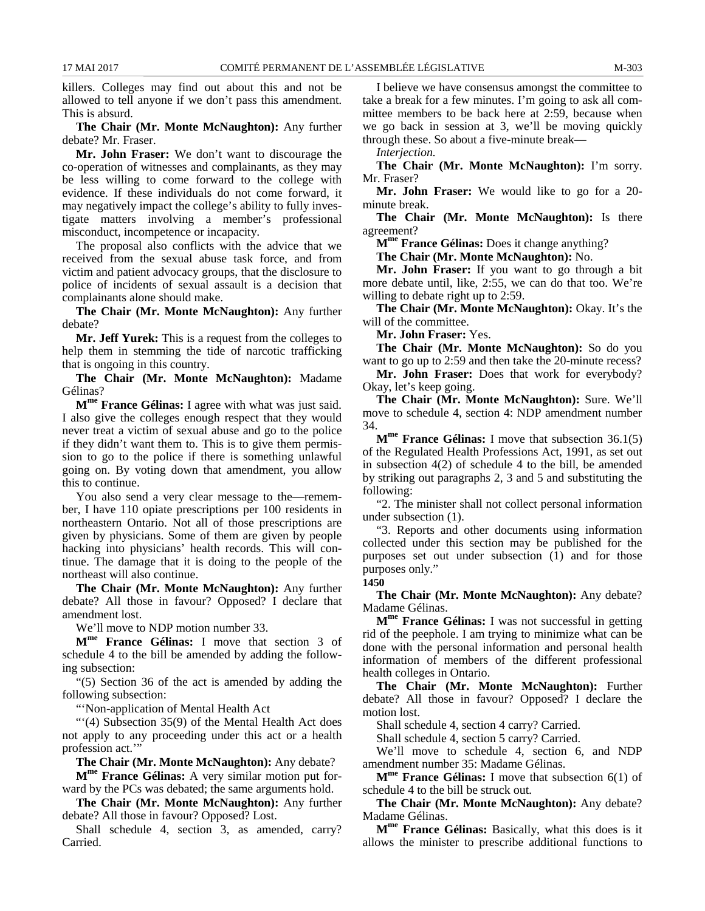killers. Colleges may find out about this and not be allowed to tell anyone if we don't pass this amendment. This is absurd.

**The Chair (Mr. Monte McNaughton):** Any further debate? Mr. Fraser.

**Mr. John Fraser:** We don't want to discourage the co-operation of witnesses and complainants, as they may be less willing to come forward to the college with evidence. If these individuals do not come forward, it may negatively impact the college's ability to fully investigate matters involving a member's professional misconduct, incompetence or incapacity.

The proposal also conflicts with the advice that we received from the sexual abuse task force, and from victim and patient advocacy groups, that the disclosure to police of incidents of sexual assault is a decision that complainants alone should make.

**The Chair (Mr. Monte McNaughton):** Any further debate?

**Mr. Jeff Yurek:** This is a request from the colleges to help them in stemming the tide of narcotic trafficking that is ongoing in this country.

**The Chair (Mr. Monte McNaughton):** Madame Gélinas?

**Mme France Gélinas:** I agree with what was just said. I also give the colleges enough respect that they would never treat a victim of sexual abuse and go to the police if they didn't want them to. This is to give them permission to go to the police if there is something unlawful going on. By voting down that amendment, you allow this to continue.

You also send a very clear message to the—remember, I have 110 opiate prescriptions per 100 residents in northeastern Ontario. Not all of those prescriptions are given by physicians. Some of them are given by people hacking into physicians' health records. This will continue. The damage that it is doing to the people of the northeast will also continue.

**The Chair (Mr. Monte McNaughton):** Any further debate? All those in favour? Opposed? I declare that amendment lost.

We'll move to NDP motion number 33.

**Mme France Gélinas:** I move that section 3 of schedule 4 to the bill be amended by adding the following subsection:

"(5) Section 36 of the act is amended by adding the following subsection:

"'Non-application of Mental Health Act

"'(4) Subsection 35(9) of the Mental Health Act does not apply to any proceeding under this act or a health profession act.'"

**The Chair (Mr. Monte McNaughton):** Any debate?

**Mme France Gélinas:** A very similar motion put forward by the PCs was debated; the same arguments hold.

**The Chair (Mr. Monte McNaughton):** Any further debate? All those in favour? Opposed? Lost.

Shall schedule 4, section 3, as amended, carry? Carried.

I believe we have consensus amongst the committee to take a break for a few minutes. I'm going to ask all committee members to be back here at 2:59, because when we go back in session at 3, we'll be moving quickly through these. So about a five-minute break—

*Interjection.*

**The Chair (Mr. Monte McNaughton):** I'm sorry. Mr. Fraser?

**Mr. John Fraser:** We would like to go for a 20-minute break.

**The Chair (Mr. Monte McNaughton):** Is there agreement?

**Mme France Gélinas:** Does it change anything?

**The Chair (Mr. Monte McNaughton):** No.

**Mr. John Fraser:** If you want to go through a bit more debate until, like, 2:55, we can do that too. We're willing to debate right up to 2:59.

**The Chair (Mr. Monte McNaughton):** Okay. It's the will of the committee.

**Mr. John Fraser:** Yes.

**The Chair (Mr. Monte McNaughton):** So do you want to go up to 2:59 and then take the 20-minute recess?

**Mr. John Fraser:** Does that work for everybody? Okay, let's keep going.

**The Chair (Mr. Monte McNaughton):** Sure. We'll move to schedule 4, section 4: NDP amendment number 34.

**Mme France Gélinas:** I move that subsection 36.1(5) of the Regulated Health Professions Act, 1991, as set out in subsection 4(2) of schedule 4 to the bill, be amended by striking out paragraphs 2, 3 and 5 and substituting the following:

"2. The minister shall not collect personal information under subsection (1).

"3. Reports and other documents using information collected under this section may be published for the purposes set out under subsection (1) and for those purposes only."

**1450**

**The Chair (Mr. Monte McNaughton):** Any debate? Madame Gélinas.

**Mme France Gélinas:** I was not successful in getting rid of the peephole. I am trying to minimize what can be done with the personal information and personal health information of members of the different professional health colleges in Ontario.

**The Chair (Mr. Monte McNaughton):** Further debate? All those in favour? Opposed? I declare the motion lost.

Shall schedule 4, section 4 carry? Carried.

Shall schedule 4, section 5 carry? Carried.

We'll move to schedule 4, section 6, and NDP amendment number 35: Madame Gélinas.

**Mme France Gélinas:** I move that subsection 6(1) of schedule 4 to the bill be struck out.

**The Chair (Mr. Monte McNaughton):** Any debate? Madame Gélinas.

**Mme France Gélinas:** Basically, what this does is it allows the minister to prescribe additional functions to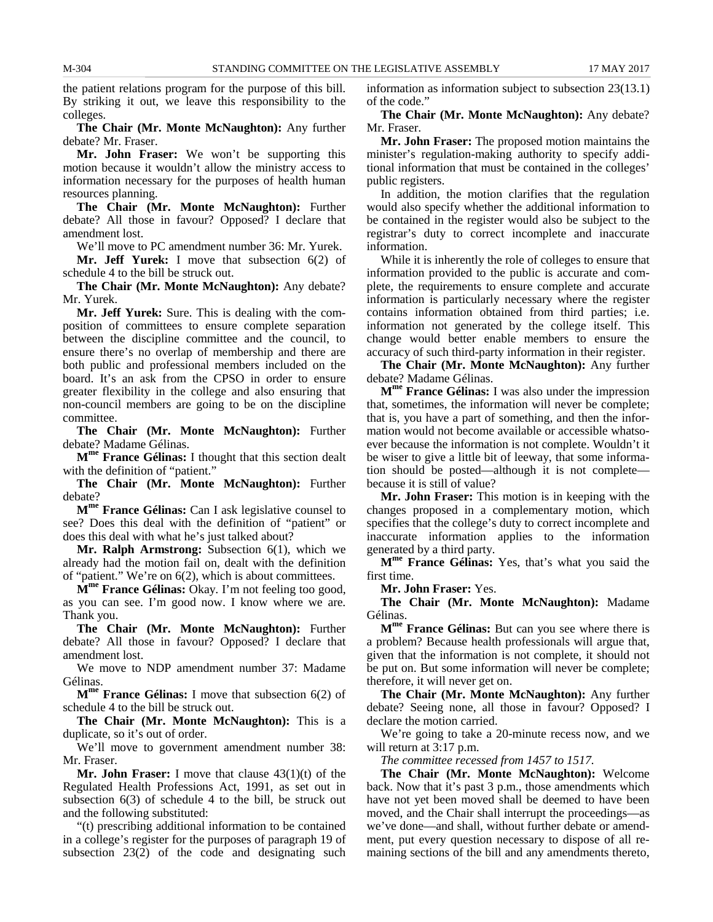the patient relations program for the purpose of this bill. By striking it out, we leave this responsibility to the colleges.

**The Chair (Mr. Monte McNaughton):** Any further debate? Mr. Fraser.

**Mr. John Fraser:** We won't be supporting this motion because it wouldn't allow the ministry access to information necessary for the purposes of health human resources planning.

**The Chair (Mr. Monte McNaughton):** Further debate? All those in favour? Opposed? I declare that amendment lost.

We'll move to PC amendment number 36: Mr. Yurek.

**Mr. Jeff Yurek:** I move that subsection 6(2) of schedule 4 to the bill be struck out.

**The Chair (Mr. Monte McNaughton):** Any debate? Mr. Yurek.

**Mr. Jeff Yurek:** Sure. This is dealing with the composition of committees to ensure complete separation between the discipline committee and the council, to ensure there's no overlap of membership and there are both public and professional members included on the board. It's an ask from the CPSO in order to ensure greater flexibility in the college and also ensuring that non-council members are going to be on the discipline committee.

**The Chair (Mr. Monte McNaughton):** Further debate? Madame Gélinas.

**M^me France Gélinas:** I thought that this section dealt with the definition of "patient."

**The Chair (Mr. Monte McNaughton):** Further debate?

**M^me France Gélinas:** Can I ask legislative counsel to see? Does this deal with the definition of "patient" or does this deal with what he's just talked about?

**Mr. Ralph Armstrong:** Subsection 6(1), which we already had the motion fail on, dealt with the definition of "patient." We're on 6(2), which is about committees.

**M^me France Gélinas:** Okay. I'm not feeling too good, as you can see. I'm good now. I know where we are. Thank you.

**The Chair (Mr. Monte McNaughton):** Further debate? All those in favour? Opposed? I declare that amendment lost.

We move to NDP amendment number 37: Madame Gélinas.

**M^me France Gélinas:** I move that subsection 6(2) of schedule 4 to the bill be struck out.

**The Chair (Mr. Monte McNaughton):** This is a duplicate, so it's out of order.

We'll move to government amendment number 38: Mr. Fraser.

**Mr. John Fraser:** I move that clause 43(1)(t) of the Regulated Health Professions Act, 1991, as set out in subsection 6(3) of schedule 4 to the bill, be struck out and the following substituted:

"(t) prescribing additional information to be contained in a college's register for the purposes of paragraph 19 of subsection 23(2) of the code and designating such information as information subject to subsection 23(13.1) of the code."

**The Chair (Mr. Monte McNaughton):** Any debate? Mr. Fraser.

**Mr. John Fraser:** The proposed motion maintains the minister's regulation-making authority to specify additional information that must be contained in the colleges' public registers.

In addition, the motion clarifies that the regulation would also specify whether the additional information to be contained in the register would also be subject to the registrar's duty to correct incomplete and inaccurate information.

While it is inherently the role of colleges to ensure that information provided to the public is accurate and complete, the requirements to ensure complete and accurate information is particularly necessary where the register contains information obtained from third parties; i.e. information not generated by the college itself. This change would better enable members to ensure the accuracy of such third-party information in their register.

**The Chair (Mr. Monte McNaughton):** Any further debate? Madame Gélinas.

**M^me France Gélinas:** I was also under the impression that, sometimes, the information will never be complete; that is, you have a part of something, and then the information would not become available or accessible whatsoever because the information is not complete. Wouldn't it be wiser to give a little bit of leeway, that some information should be posted—although it is not complete—because it is still of value?

**Mr. John Fraser:** This motion is in keeping with the changes proposed in a complementary motion, which specifies that the college's duty to correct incomplete and inaccurate information applies to the information generated by a third party.

**M^me France Gélinas:** Yes, that's what you said the first time.

**Mr. John Fraser:** Yes.

**The Chair (Mr. Monte McNaughton):** Madame Gélinas.

**M^me France Gélinas:** But can you see where there is a problem? Because health professionals will argue that, given that the information is not complete, it should not be put on. But some information will never be complete; therefore, it will never get on.

**The Chair (Mr. Monte McNaughton):** Any further debate? Seeing none, all those in favour? Opposed? I declare the motion carried.

We're going to take a 20-minute recess now, and we will return at 3:17 p.m.

*The committee recessed from 1457 to 1517.*

**The Chair (Mr. Monte McNaughton):** Welcome back. Now that it's past 3 p.m., those amendments which have not yet been moved shall be deemed to have been moved, and the Chair shall interrupt the proceedings—as we've done—and shall, without further debate or amendment, put every question necessary to dispose of all remaining sections of the bill and any amendments thereto,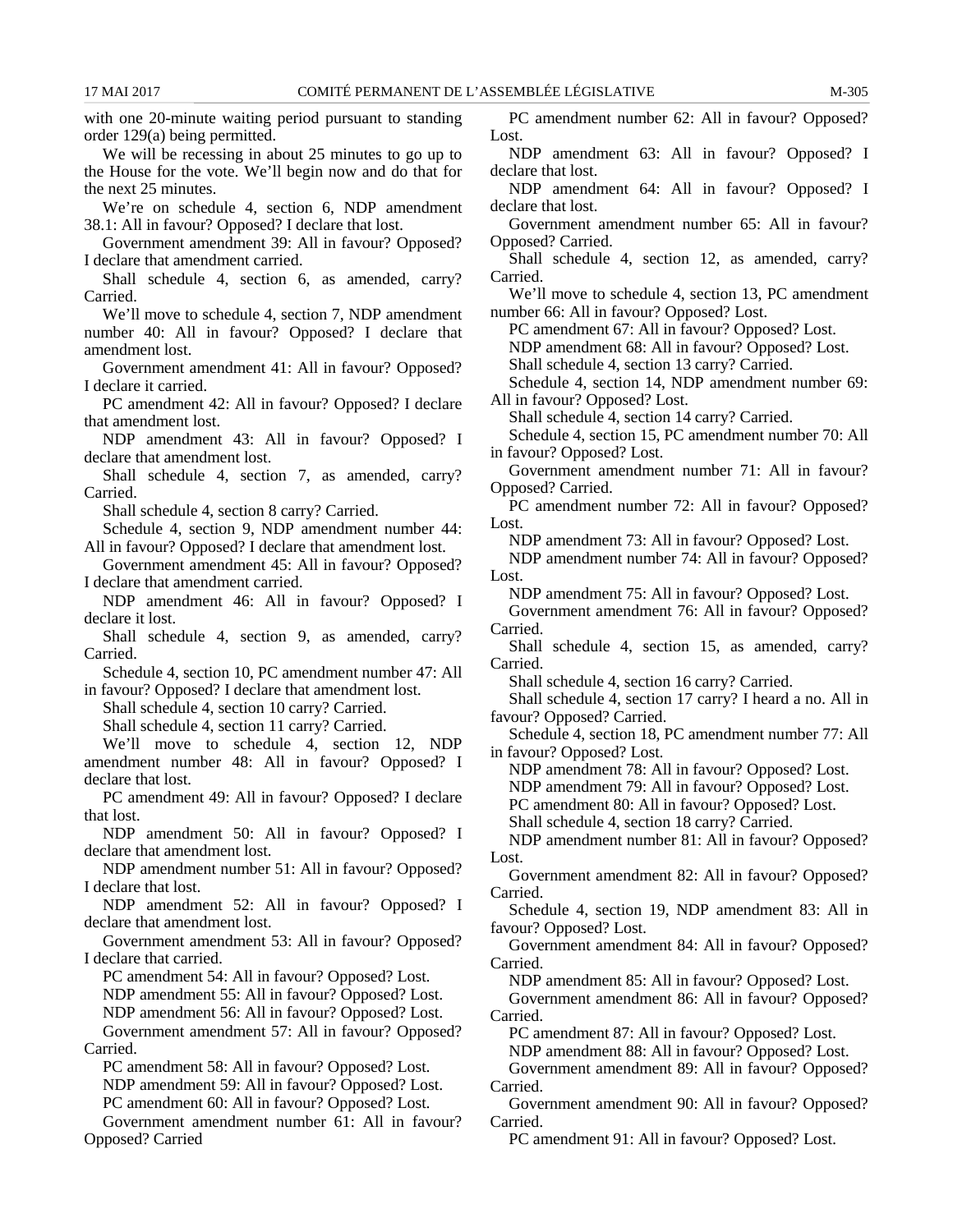with one 20-minute waiting period pursuant to standing order 129(a) being permitted.

We will be recessing in about 25 minutes to go up to the House for the vote. We'll begin now and do that for the next 25 minutes.

We're on schedule 4, section 6, NDP amendment 38.1: All in favour? Opposed? I declare that lost.

Government amendment 39: All in favour? Opposed? I declare that amendment carried.

Shall schedule 4, section 6, as amended, carry? Carried.

We'll move to schedule 4, section 7, NDP amendment number 40: All in favour? Opposed? I declare that amendment lost.

Government amendment 41: All in favour? Opposed? I declare it carried.

PC amendment 42: All in favour? Opposed? I declare that amendment lost.

NDP amendment 43: All in favour? Opposed? I declare that amendment lost.

Shall schedule 4, section 7, as amended, carry? Carried.

Shall schedule 4, section 8 carry? Carried.

Schedule 4, section 9, NDP amendment number 44: All in favour? Opposed? I declare that amendment lost.

Government amendment 45: All in favour? Opposed? I declare that amendment carried.

NDP amendment 46: All in favour? Opposed? I declare it lost.

Shall schedule 4, section 9, as amended, carry? Carried.

Schedule 4, section 10, PC amendment number 47: All in favour? Opposed? I declare that amendment lost.

Shall schedule 4, section 10 carry? Carried.

Shall schedule 4, section 11 carry? Carried.

We'll move to schedule 4, section 12, NDP amendment number 48: All in favour? Opposed? I declare that lost.

PC amendment 49: All in favour? Opposed? I declare that lost.

NDP amendment 50: All in favour? Opposed? I declare that amendment lost.

NDP amendment number 51: All in favour? Opposed? I declare that lost.

NDP amendment 52: All in favour? Opposed? I declare that amendment lost.

Government amendment 53: All in favour? Opposed? I declare that carried.

PC amendment 54: All in favour? Opposed? Lost.

NDP amendment 55: All in favour? Opposed? Lost.

NDP amendment 56: All in favour? Opposed? Lost.

Government amendment 57: All in favour? Opposed? Carried.

PC amendment 58: All in favour? Opposed? Lost.

NDP amendment 59: All in favour? Opposed? Lost.

PC amendment 60: All in favour? Opposed? Lost.

Government amendment number 61: All in favour? Opposed? Carried

PC amendment number 62: All in favour? Opposed? Lost.

NDP amendment 63: All in favour? Opposed? I declare that lost.

NDP amendment 64: All in favour? Opposed? I declare that lost.

Government amendment number 65: All in favour? Opposed? Carried.

Shall schedule 4, section 12, as amended, carry? Carried.

We'll move to schedule 4, section 13, PC amendment number 66: All in favour? Opposed? Lost.

PC amendment 67: All in favour? Opposed? Lost.

NDP amendment 68: All in favour? Opposed? Lost.

Shall schedule 4, section 13 carry? Carried.

Schedule 4, section 14, NDP amendment number 69: All in favour? Opposed? Lost.

Shall schedule 4, section 14 carry? Carried.

Schedule 4, section 15, PC amendment number 70: All in favour? Opposed? Lost.

Government amendment number 71: All in favour? Opposed? Carried.

PC amendment number 72: All in favour? Opposed? Lost.

NDP amendment 73: All in favour? Opposed? Lost.

NDP amendment number 74: All in favour? Opposed? Lost.

NDP amendment 75: All in favour? Opposed? Lost.

Government amendment 76: All in favour? Opposed? Carried.

Shall schedule 4, section 15, as amended, carry? Carried.

Shall schedule 4, section 16 carry? Carried.

Shall schedule 4, section 17 carry? I heard a no. All in favour? Opposed? Carried.

Schedule 4, section 18, PC amendment number 77: All in favour? Opposed? Lost.

NDP amendment 78: All in favour? Opposed? Lost.

NDP amendment 79: All in favour? Opposed? Lost.

PC amendment 80: All in favour? Opposed? Lost.

Shall schedule 4, section 18 carry? Carried.

NDP amendment number 81: All in favour? Opposed? Lost.

Government amendment 82: All in favour? Opposed? Carried.

Schedule 4, section 19, NDP amendment 83: All in favour? Opposed? Lost.

Government amendment 84: All in favour? Opposed? Carried.

NDP amendment 85: All in favour? Opposed? Lost.

Government amendment 86: All in favour? Opposed? Carried.

PC amendment 87: All in favour? Opposed? Lost.

NDP amendment 88: All in favour? Opposed? Lost.

Government amendment 89: All in favour? Opposed? Carried.

Government amendment 90: All in favour? Opposed? Carried.

PC amendment 91: All in favour? Opposed? Lost.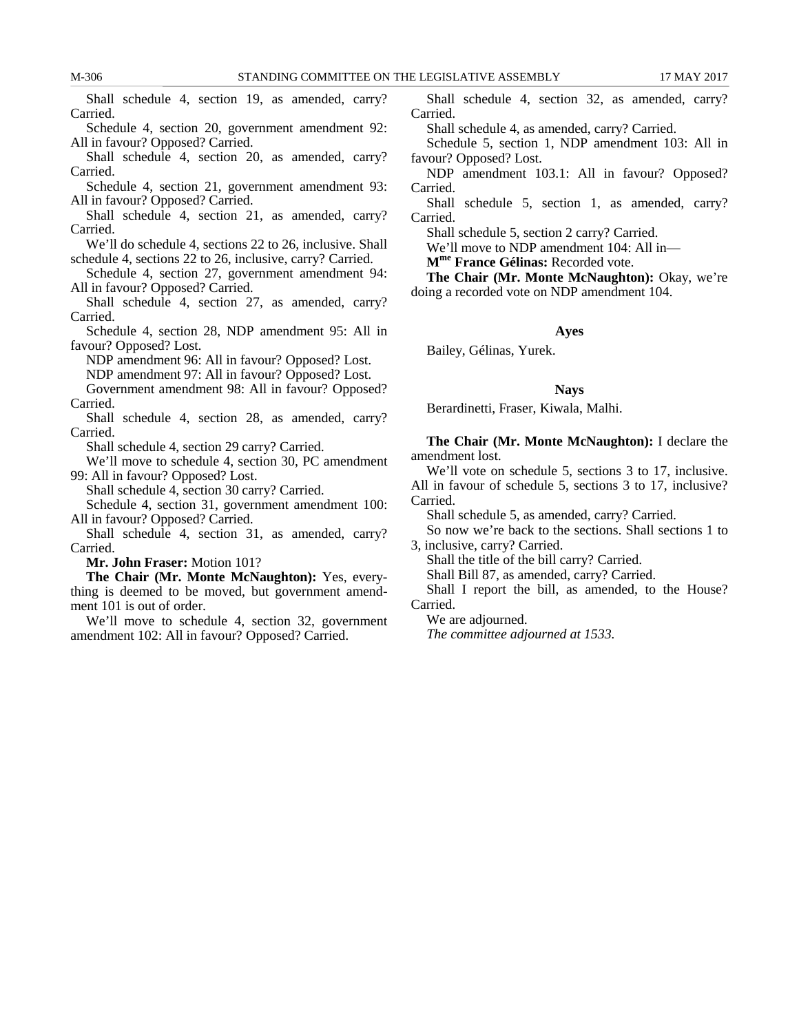Shall schedule 4, section 19, as amended, carry? Carried.

Schedule 4, section 20, government amendment 92: All in favour? Opposed? Carried.

Shall schedule 4, section 20, as amended, carry? Carried.

Schedule 4, section 21, government amendment 93: All in favour? Opposed? Carried.

Shall schedule 4, section 21, as amended, carry? Carried.

We'll do schedule 4, sections 22 to 26, inclusive. Shall schedule 4, sections 22 to 26, inclusive, carry? Carried.

Schedule 4, section 27, government amendment 94: All in favour? Opposed? Carried.

Shall schedule 4, section 27, as amended, carry? Carried.

Schedule 4, section 28, NDP amendment 95: All in favour? Opposed? Lost.

NDP amendment 96: All in favour? Opposed? Lost.

NDP amendment 97: All in favour? Opposed? Lost.

Government amendment 98: All in favour? Opposed? Carried.

Shall schedule 4, section 28, as amended, carry? Carried.

Shall schedule 4, section 29 carry? Carried.

We'll move to schedule 4, section 30, PC amendment 99: All in favour? Opposed? Lost.

Shall schedule 4, section 30 carry? Carried.

Schedule 4, section 31, government amendment 100: All in favour? Opposed? Carried.

Shall schedule 4, section 31, as amended, carry? Carried.

**Mr. John Fraser:** Motion 101?

**The Chair (Mr. Monte McNaughton):** Yes, everything is deemed to be moved, but government amendment 101 is out of order.

We'll move to schedule 4, section 32, government amendment 102: All in favour? Opposed? Carried.

Shall schedule 4, section 32, as amended, carry? Carried.

Shall schedule 4, as amended, carry? Carried.

Schedule 5, section 1, NDP amendment 103: All in favour? Opposed? Lost.

NDP amendment 103.1: All in favour? Opposed? Carried.

Shall schedule 5, section 1, as amended, carry? Carried.

Shall schedule 5, section 2 carry? Carried.

We'll move to NDP amendment 104: All in—

**Mme France Gélinas:** Recorded vote.

**The Chair (Mr. Monte McNaughton):** Okay, we're doing a recorded vote on NDP amendment 104.

**Ayes**

Bailey, Gélinas, Yurek.

**Nays**

Berardinetti, Fraser, Kiwala, Malhi.

**The Chair (Mr. Monte McNaughton):** I declare the amendment lost.

We'll vote on schedule 5, sections 3 to 17, inclusive. All in favour of schedule 5, sections 3 to 17, inclusive? Carried.

Shall schedule 5, as amended, carry? Carried.

So now we're back to the sections. Shall sections 1 to 3, inclusive, carry? Carried.

Shall the title of the bill carry? Carried.

Shall Bill 87, as amended, carry? Carried.

Shall I report the bill, as amended, to the House? Carried.

We are adjourned.

*The committee adjourned at 1533.*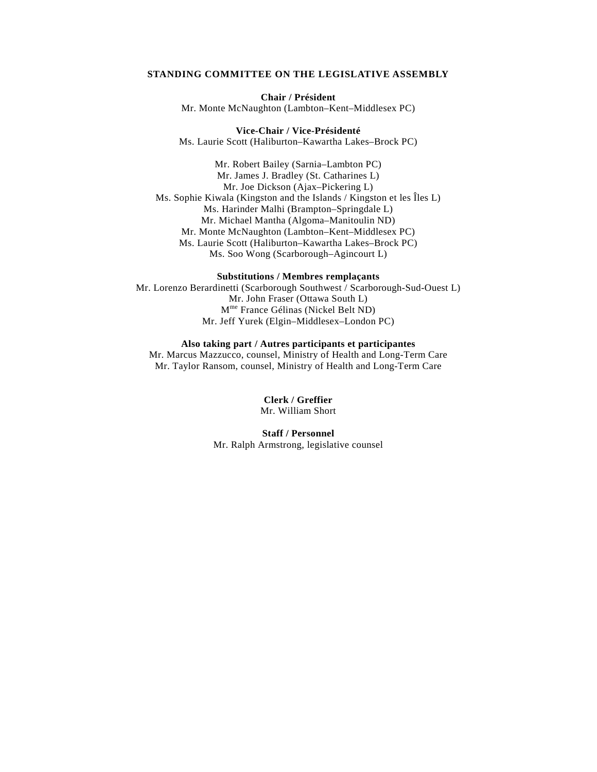**STANDING COMMITTEE ON THE LEGISLATIVE ASSEMBLY**

**Chair / Président**
Mr. Monte McNaughton (Lambton–Kent–Middlesex PC)

**Vice-Chair / Vice-Présidenté**
Ms. Laurie Scott (Haliburton–Kawartha Lakes–Brock PC)

Mr. Robert Bailey (Sarnia–Lambton PC)
Mr. James J. Bradley (St. Catharines L)
Mr. Joe Dickson (Ajax–Pickering L)
Ms. Sophie Kiwala (Kingston and the Islands / Kingston et les Îles L)
Ms. Harinder Malhi (Brampton–Springdale L)
Mr. Michael Mantha (Algoma–Manitoulin ND)
Mr. Monte McNaughton (Lambton–Kent–Middlesex PC)
Ms. Laurie Scott (Haliburton–Kawartha Lakes–Brock PC)
Ms. Soo Wong (Scarborough–Agincourt L)

**Substitutions / Membres remplaçants**
Mr. Lorenzo Berardinetti (Scarborough Southwest / Scarborough-Sud-Ouest L)
Mr. John Fraser (Ottawa South L)
Mme France Gélinas (Nickel Belt ND)
Mr. Jeff Yurek (Elgin–Middlesex–London PC)

**Also taking part / Autres participants et participantes**
Mr. Marcus Mazzucco, counsel, Ministry of Health and Long-Term Care
Mr. Taylor Ransom, counsel, Ministry of Health and Long-Term Care

**Clerk / Greffier**
Mr. William Short

**Staff / Personnel**
Mr. Ralph Armstrong, legislative counsel